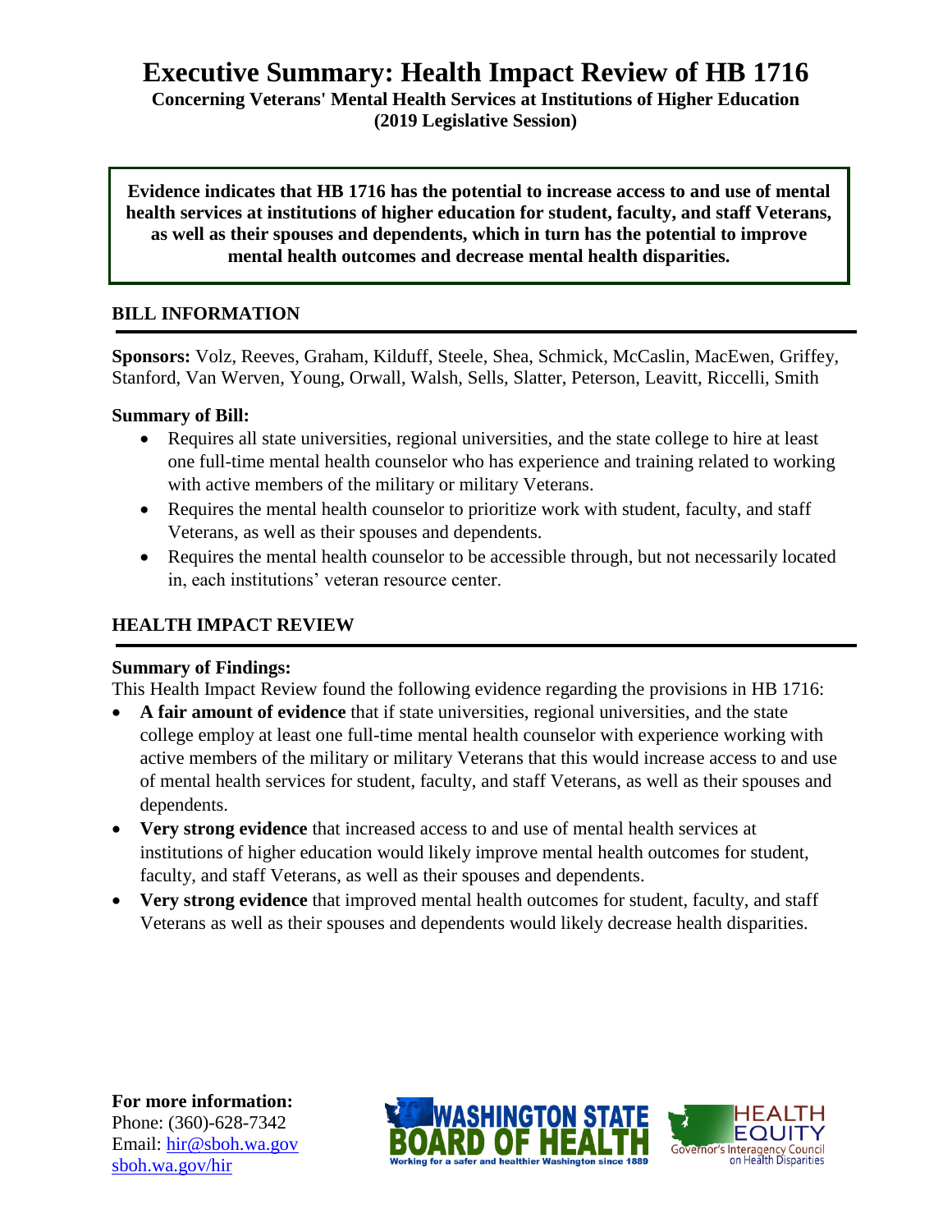# Executive Summary: Health Impact Review of HB 1716

**Concerning Veterans' Mental Health Services at Institutions of Higher Education (2019 Legislative Session)**

**Evidence indicates that HB 1716 has the potential to increase access to and use of mental health services at institutions of higher education for student, faculty, and staff Veterans, as well as their spouses and dependents, which in turn has the potential to improve mental health outcomes and decrease mental health disparities.**

## BILL INFORMATION

**Sponsors:** Volz, Reeves, Graham, Kilduff, Steele, Shea, Schmick, McCaslin, MacEwen, Griffey, Stanford, Van Werven, Young, Orwall, Walsh, Sells, Slatter, Peterson, Leavitt, Riccelli, Smith

**Summary of Bill:**

- Requires all state universities, regional universities, and the state college to hire at least one full-time mental health counselor who has experience and training related to working with active members of the military or military Veterans.
- Requires the mental health counselor to prioritize work with student, faculty, and staff Veterans, as well as their spouses and dependents.
- Requires the mental health counselor to be accessible through, but not necessarily located in, each institutions' veteran resource center.

## HEALTH IMPACT REVIEW

**Summary of Findings:**

This Health Impact Review found the following evidence regarding the provisions in HB 1716:

- **A fair amount of evidence** that if state universities, regional universities, and the state college employ at least one full-time mental health counselor with experience working with active members of the military or military Veterans that this would increase access to and use of mental health services for student, faculty, and staff Veterans, as well as their spouses and dependents.
- **Very strong evidence** that increased access to and use of mental health services at institutions of higher education would likely improve mental health outcomes for student, faculty, and staff Veterans, as well as their spouses and dependents.
- **Very strong evidence** that improved mental health outcomes for student, faculty, and staff Veterans as well as their spouses and dependents would likely decrease health disparities.

**For more information:**
Phone: (360)-628-7342
Email: hir@sboh.wa.gov
sboh.wa.gov/hir

WASHINGTON STATE BOARD OF HEALTH — Working for a safer and healthier Washington since 1889

HEALTH EQUITY — Governor's Interagency Council on Health Disparities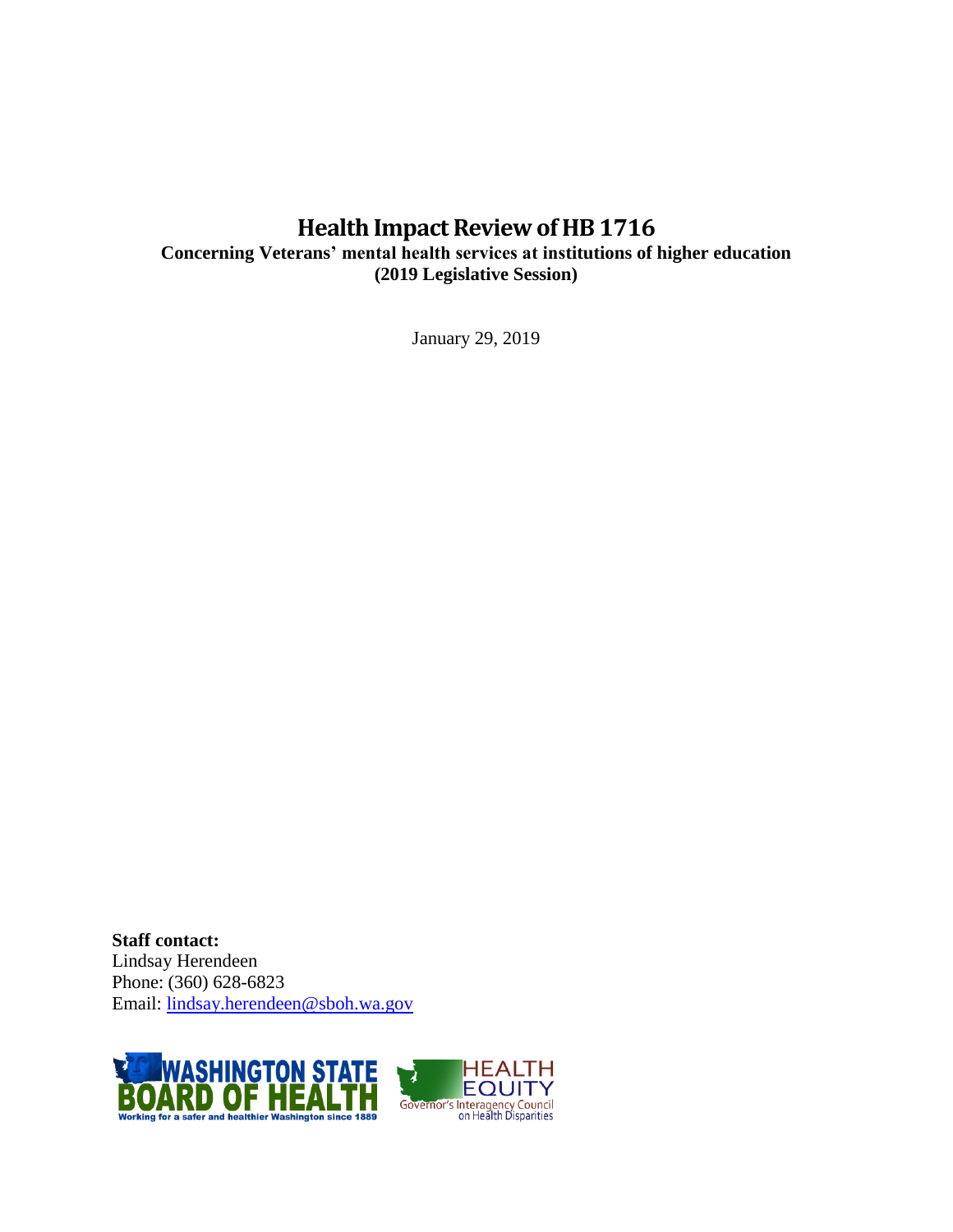# Health Impact Review of HB 1716

**Concerning Veterans' mental health services at institutions of higher education (2019 Legislative Session)**

January 29, 2019

**Staff contact:**
Lindsay Herendeen
Phone: (360) 628-6823
Email: lindsay.herendeen@sboh.wa.gov

WASHINGTON STATE BOARD OF HEALTH
Working for a safer and healthier Washington since 1889

HEALTH EQUITY
Governor's Interagency Council on Health Disparities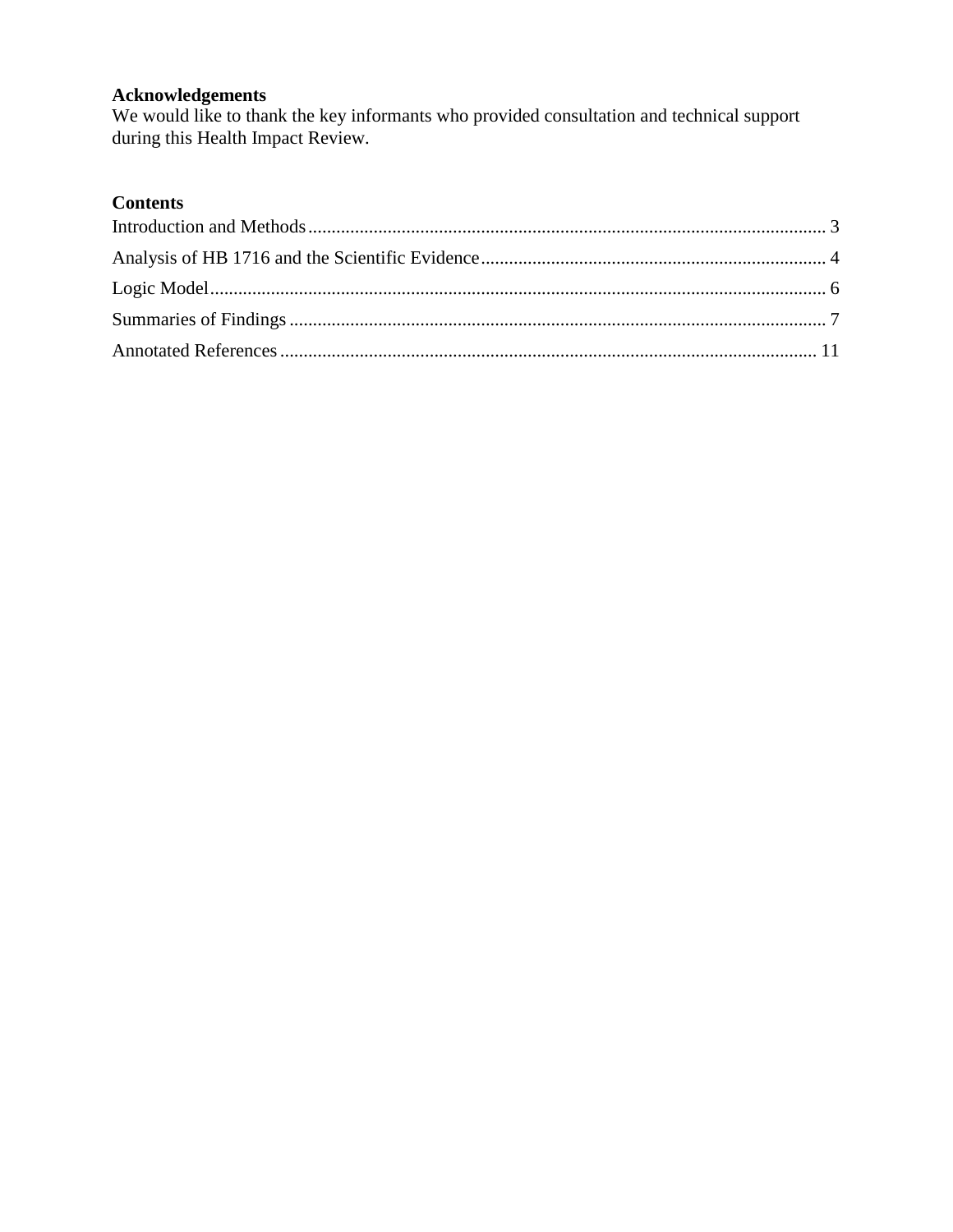## Acknowledgements

We would like to thank the key informants who provided consultation and technical support during this Health Impact Review.

## Contents

Introduction and Methods .......... 3

Analysis of HB 1716 and the Scientific Evidence .......... 4

Logic Model .......... 6

Summaries of Findings .......... 7

Annotated References .......... 11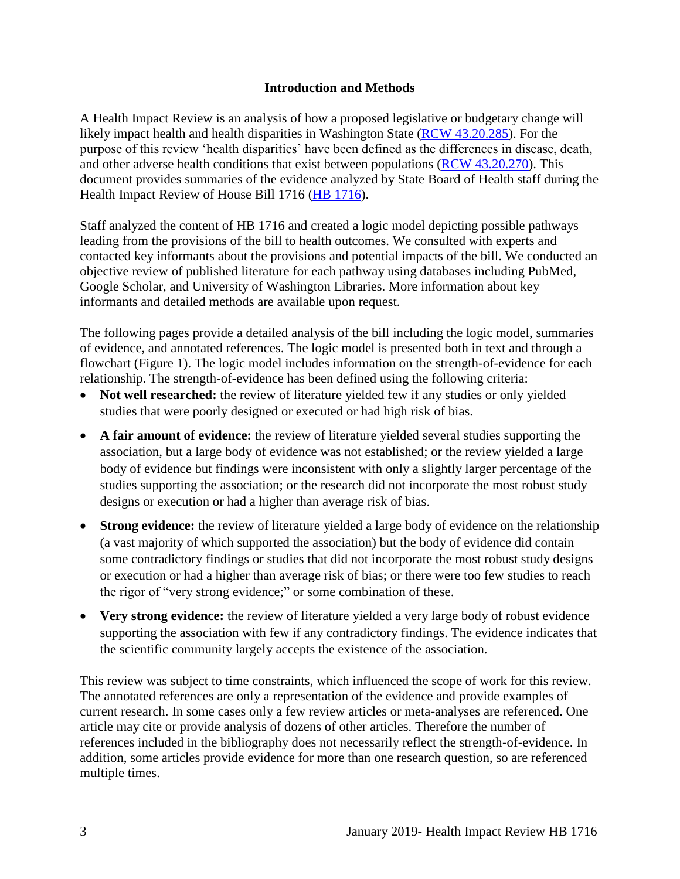## Introduction and Methods

A Health Impact Review is an analysis of how a proposed legislative or budgetary change will likely impact health and health disparities in Washington State (RCW 43.20.285). For the purpose of this review 'health disparities' have been defined as the differences in disease, death, and other adverse health conditions that exist between populations (RCW 43.20.270). This document provides summaries of the evidence analyzed by State Board of Health staff during the Health Impact Review of House Bill 1716 (HB 1716).

Staff analyzed the content of HB 1716 and created a logic model depicting possible pathways leading from the provisions of the bill to health outcomes. We consulted with experts and contacted key informants about the provisions and potential impacts of the bill. We conducted an objective review of published literature for each pathway using databases including PubMed, Google Scholar, and University of Washington Libraries. More information about key informants and detailed methods are available upon request.

The following pages provide a detailed analysis of the bill including the logic model, summaries of evidence, and annotated references. The logic model is presented both in text and through a flowchart (Figure 1). The logic model includes information on the strength-of-evidence for each relationship. The strength-of-evidence has been defined using the following criteria:

- **Not well researched:** the review of literature yielded few if any studies or only yielded studies that were poorly designed or executed or had high risk of bias.
- **A fair amount of evidence:** the review of literature yielded several studies supporting the association, but a large body of evidence was not established; or the review yielded a large body of evidence but findings were inconsistent with only a slightly larger percentage of the studies supporting the association; or the research did not incorporate the most robust study designs or execution or had a higher than average risk of bias.
- **Strong evidence:** the review of literature yielded a large body of evidence on the relationship (a vast majority of which supported the association) but the body of evidence did contain some contradictory findings or studies that did not incorporate the most robust study designs or execution or had a higher than average risk of bias; or there were too few studies to reach the rigor of "very strong evidence;" or some combination of these.
- **Very strong evidence:** the review of literature yielded a very large body of robust evidence supporting the association with few if any contradictory findings. The evidence indicates that the scientific community largely accepts the existence of the association.

This review was subject to time constraints, which influenced the scope of work for this review. The annotated references are only a representation of the evidence and provide examples of current research. In some cases only a few review articles or meta-analyses are referenced. One article may cite or provide analysis of dozens of other articles. Therefore the number of references included in the bibliography does not necessarily reflect the strength-of-evidence. In addition, some articles provide evidence for more than one research question, so are referenced multiple times.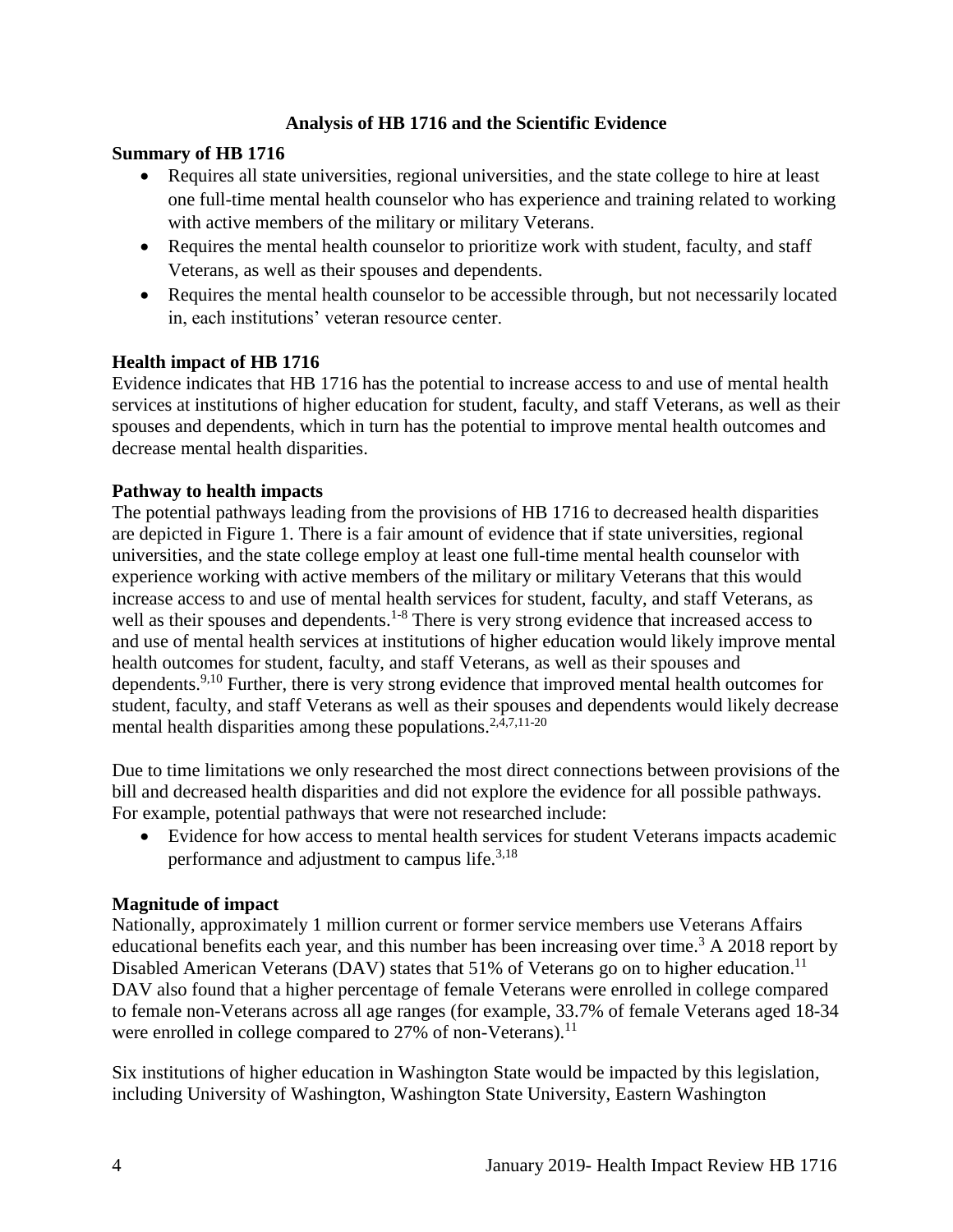## Analysis of HB 1716 and the Scientific Evidence

### Summary of HB 1716

- Requires all state universities, regional universities, and the state college to hire at least one full-time mental health counselor who has experience and training related to working with active members of the military or military Veterans.
- Requires the mental health counselor to prioritize work with student, faculty, and staff Veterans, as well as their spouses and dependents.
- Requires the mental health counselor to be accessible through, but not necessarily located in, each institutions' veteran resource center.

### Health impact of HB 1716

Evidence indicates that HB 1716 has the potential to increase access to and use of mental health services at institutions of higher education for student, faculty, and staff Veterans, as well as their spouses and dependents, which in turn has the potential to improve mental health outcomes and decrease mental health disparities.

### Pathway to health impacts

The potential pathways leading from the provisions of HB 1716 to decreased health disparities are depicted in Figure 1. There is a fair amount of evidence that if state universities, regional universities, and the state college employ at least one full-time mental health counselor with experience working with active members of the military or military Veterans that this would increase access to and use of mental health services for student, faculty, and staff Veterans, as well as their spouses and dependents.[1-8] There is very strong evidence that increased access to and use of mental health services at institutions of higher education would likely improve mental health outcomes for student, faculty, and staff Veterans, as well as their spouses and dependents.[9,10] Further, there is very strong evidence that improved mental health outcomes for student, faculty, and staff Veterans as well as their spouses and dependents would likely decrease mental health disparities among these populations.[2,4,7,11-20]

Due to time limitations we only researched the most direct connections between provisions of the bill and decreased health disparities and did not explore the evidence for all possible pathways. For example, potential pathways that were not researched include:

- Evidence for how access to mental health services for student Veterans impacts academic performance and adjustment to campus life.[3,18]

### Magnitude of impact

Nationally, approximately 1 million current or former service members use Veterans Affairs educational benefits each year, and this number has been increasing over time.[3] A 2018 report by Disabled American Veterans (DAV) states that 51% of Veterans go on to higher education.[11] DAV also found that a higher percentage of female Veterans were enrolled in college compared to female non-Veterans across all age ranges (for example, 33.7% of female Veterans aged 18-34 were enrolled in college compared to 27% of non-Veterans).[11]

Six institutions of higher education in Washington State would be impacted by this legislation, including University of Washington, Washington State University, Eastern Washington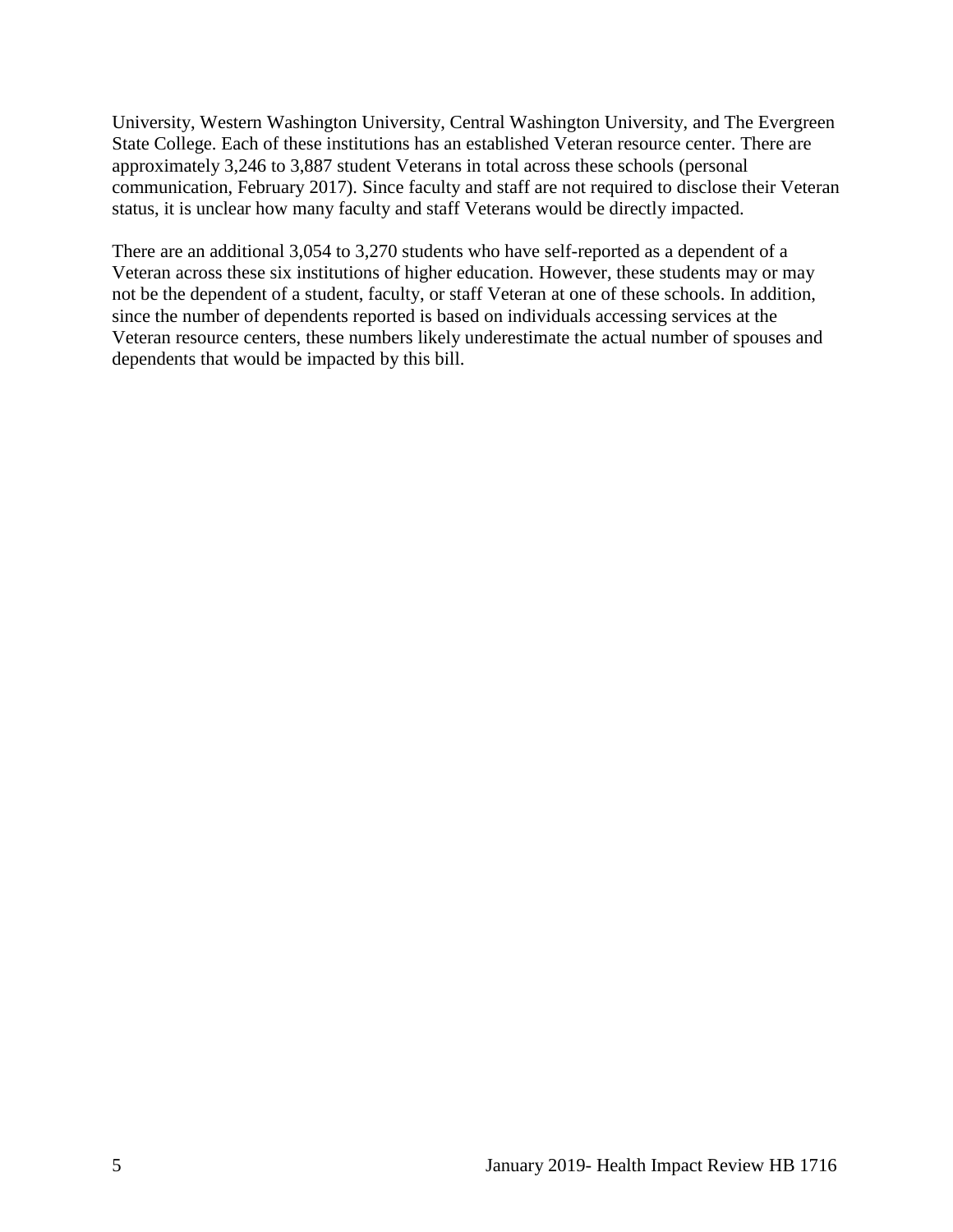University, Western Washington University, Central Washington University, and The Evergreen State College. Each of these institutions has an established Veteran resource center. There are approximately 3,246 to 3,887 student Veterans in total across these schools (personal communication, February 2017). Since faculty and staff are not required to disclose their Veteran status, it is unclear how many faculty and staff Veterans would be directly impacted.

There are an additional 3,054 to 3,270 students who have self-reported as a dependent of a Veteran across these six institutions of higher education. However, these students may or may not be the dependent of a student, faculty, or staff Veteran at one of these schools. In addition, since the number of dependents reported is based on individuals accessing services at the Veteran resource centers, these numbers likely underestimate the actual number of spouses and dependents that would be impacted by this bill.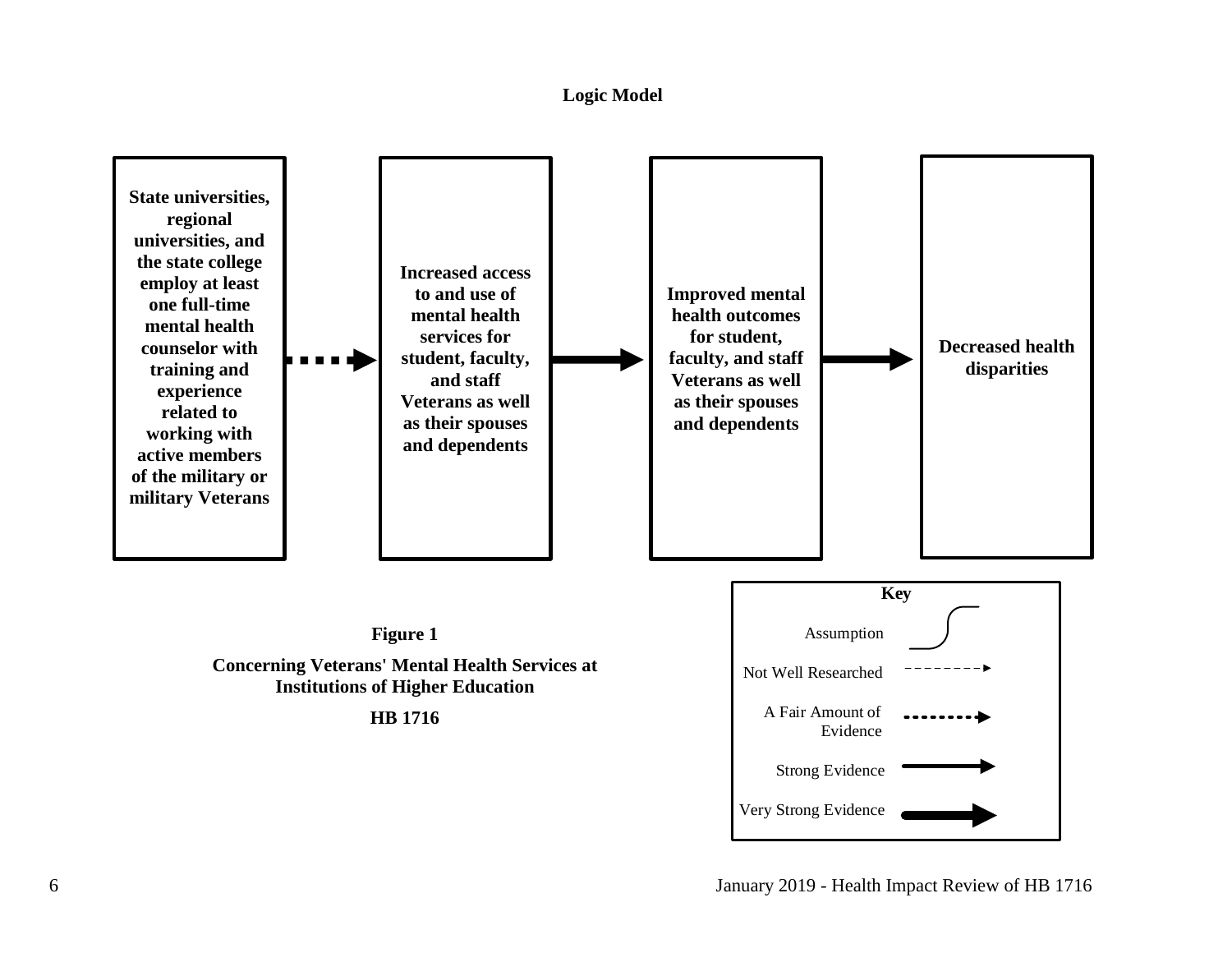**Logic Model**

State universities, regional universities, and the state college employ at least one full-time mental health counselor with training and experience related to working with active members of the military or military Veterans → Increased access to and use of mental health services for student, faculty, and staff Veterans as well as their spouses and dependents → Improved mental health outcomes for student, faculty, and staff Veterans as well as their spouses and dependents → Decreased health disparities

**Key**

- Assumption
- Not Well Researched
- A Fair Amount of Evidence
- Strong Evidence
- Very Strong Evidence

**Figure 1**

**Concerning Veterans' Mental Health Services at Institutions of Higher Education**

**HB 1716**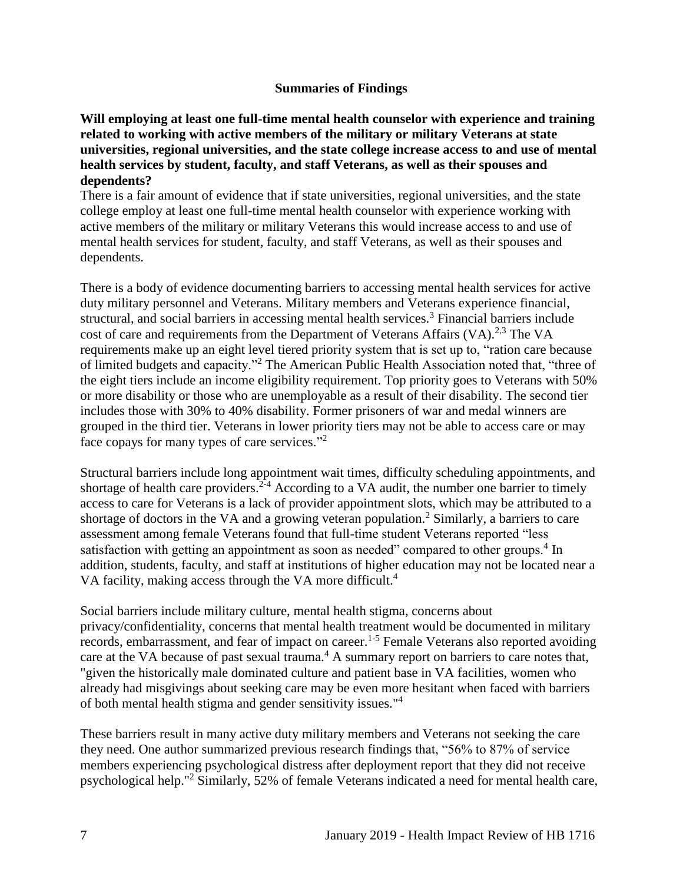## Summaries of Findings

**Will employing at least one full-time mental health counselor with experience and training related to working with active members of the military or military Veterans at state universities, regional universities, and the state college increase access to and use of mental health services by student, faculty, and staff Veterans, as well as their spouses and dependents?**

There is a fair amount of evidence that if state universities, regional universities, and the state college employ at least one full-time mental health counselor with experience working with active members of the military or military Veterans this would increase access to and use of mental health services for student, faculty, and staff Veterans, as well as their spouses and dependents.

There is a body of evidence documenting barriers to accessing mental health services for active duty military personnel and Veterans. Military members and Veterans experience financial, structural, and social barriers in accessing mental health services.[3] Financial barriers include cost of care and requirements from the Department of Veterans Affairs (VA).[2,3] The VA requirements make up an eight level tiered priority system that is set up to, "ration care because of limited budgets and capacity."[2] The American Public Health Association noted that, "three of the eight tiers include an income eligibility requirement. Top priority goes to Veterans with 50% or more disability or those who are unemployable as a result of their disability. The second tier includes those with 30% to 40% disability. Former prisoners of war and medal winners are grouped in the third tier. Veterans in lower priority tiers may not be able to access care or may face copays for many types of care services."[2]

Structural barriers include long appointment wait times, difficulty scheduling appointments, and shortage of health care providers.[2-4] According to a VA audit, the number one barrier to timely access to care for Veterans is a lack of provider appointment slots, which may be attributed to a shortage of doctors in the VA and a growing veteran population.[2] Similarly, a barriers to care assessment among female Veterans found that full-time student Veterans reported "less satisfaction with getting an appointment as soon as needed" compared to other groups.[4] In addition, students, faculty, and staff at institutions of higher education may not be located near a VA facility, making access through the VA more difficult.[4]

Social barriers include military culture, mental health stigma, concerns about privacy/confidentiality, concerns that mental health treatment would be documented in military records, embarrassment, and fear of impact on career.[1-5] Female Veterans also reported avoiding care at the VA because of past sexual trauma.[4] A summary report on barriers to care notes that, "given the historically male dominated culture and patient base in VA facilities, women who already had misgivings about seeking care may be even more hesitant when faced with barriers of both mental health stigma and gender sensitivity issues."[4]

These barriers result in many active duty military members and Veterans not seeking the care they need. One author summarized previous research findings that, "56% to 87% of service members experiencing psychological distress after deployment report that they did not receive psychological help."[2] Similarly, 52% of female Veterans indicated a need for mental health care,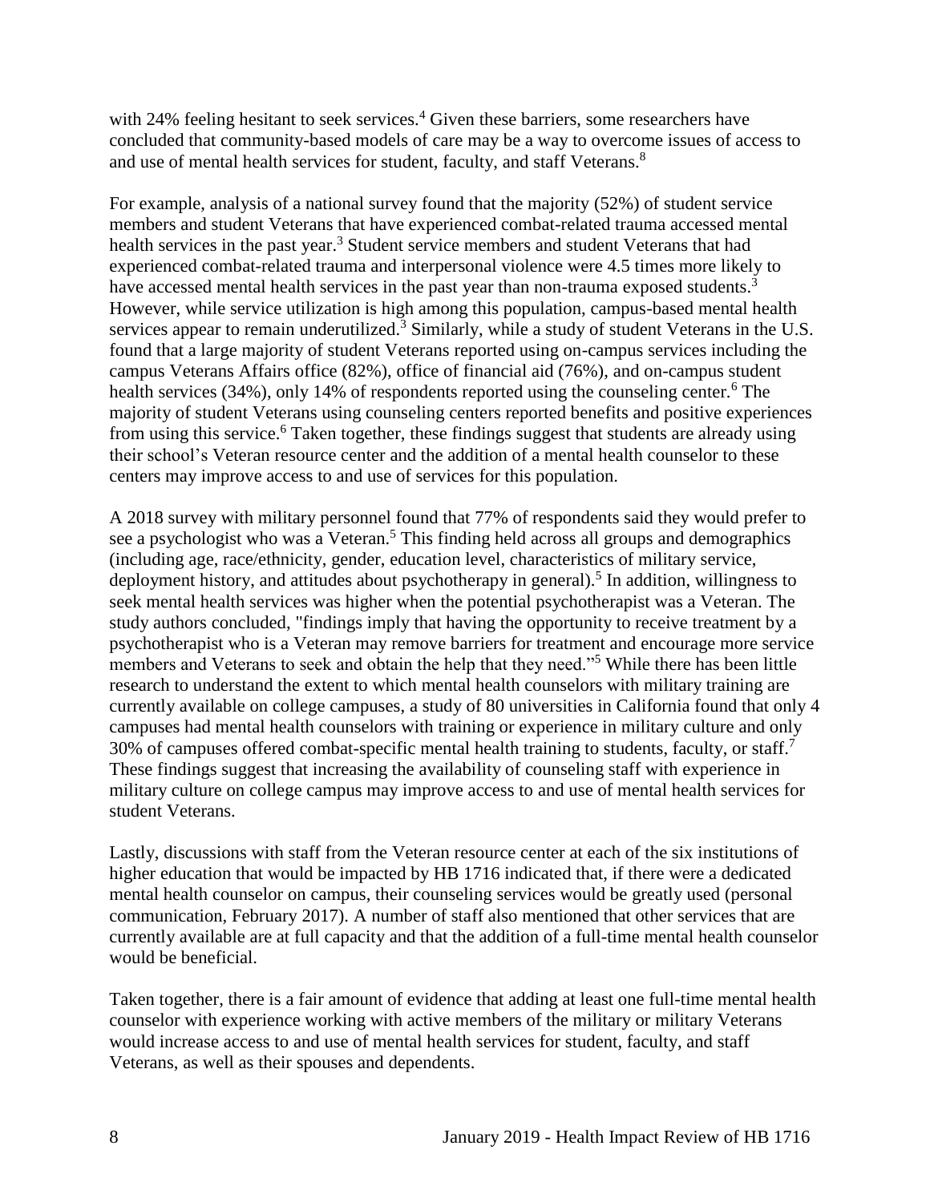with 24% feeling hesitant to seek services.[4] Given these barriers, some researchers have concluded that community-based models of care may be a way to overcome issues of access to and use of mental health services for student, faculty, and staff Veterans.[8]

For example, analysis of a national survey found that the majority (52%) of student service members and student Veterans that have experienced combat-related trauma accessed mental health services in the past year.[3] Student service members and student Veterans that had experienced combat-related trauma and interpersonal violence were 4.5 times more likely to have accessed mental health services in the past year than non-trauma exposed students.[3] However, while service utilization is high among this population, campus-based mental health services appear to remain underutilized.[3] Similarly, while a study of student Veterans in the U.S. found that a large majority of student Veterans reported using on-campus services including the campus Veterans Affairs office (82%), office of financial aid (76%), and on-campus student health services (34%), only 14% of respondents reported using the counseling center.[6] The majority of student Veterans using counseling centers reported benefits and positive experiences from using this service.[6] Taken together, these findings suggest that students are already using their school's Veteran resource center and the addition of a mental health counselor to these centers may improve access to and use of services for this population.

A 2018 survey with military personnel found that 77% of respondents said they would prefer to see a psychologist who was a Veteran.[5] This finding held across all groups and demographics (including age, race/ethnicity, gender, education level, characteristics of military service, deployment history, and attitudes about psychotherapy in general).[5] In addition, willingness to seek mental health services was higher when the potential psychotherapist was a Veteran. The study authors concluded, "findings imply that having the opportunity to receive treatment by a psychotherapist who is a Veteran may remove barriers for treatment and encourage more service members and Veterans to seek and obtain the help that they need."[5] While there has been little research to understand the extent to which mental health counselors with military training are currently available on college campuses, a study of 80 universities in California found that only 4 campuses had mental health counselors with training or experience in military culture and only 30% of campuses offered combat-specific mental health training to students, faculty, or staff.[7] These findings suggest that increasing the availability of counseling staff with experience in military culture on college campus may improve access to and use of mental health services for student Veterans.

Lastly, discussions with staff from the Veteran resource center at each of the six institutions of higher education that would be impacted by HB 1716 indicated that, if there were a dedicated mental health counselor on campus, their counseling services would be greatly used (personal communication, February 2017). A number of staff also mentioned that other services that are currently available are at full capacity and that the addition of a full-time mental health counselor would be beneficial.

Taken together, there is a fair amount of evidence that adding at least one full-time mental health counselor with experience working with active members of the military or military Veterans would increase access to and use of mental health services for student, faculty, and staff Veterans, as well as their spouses and dependents.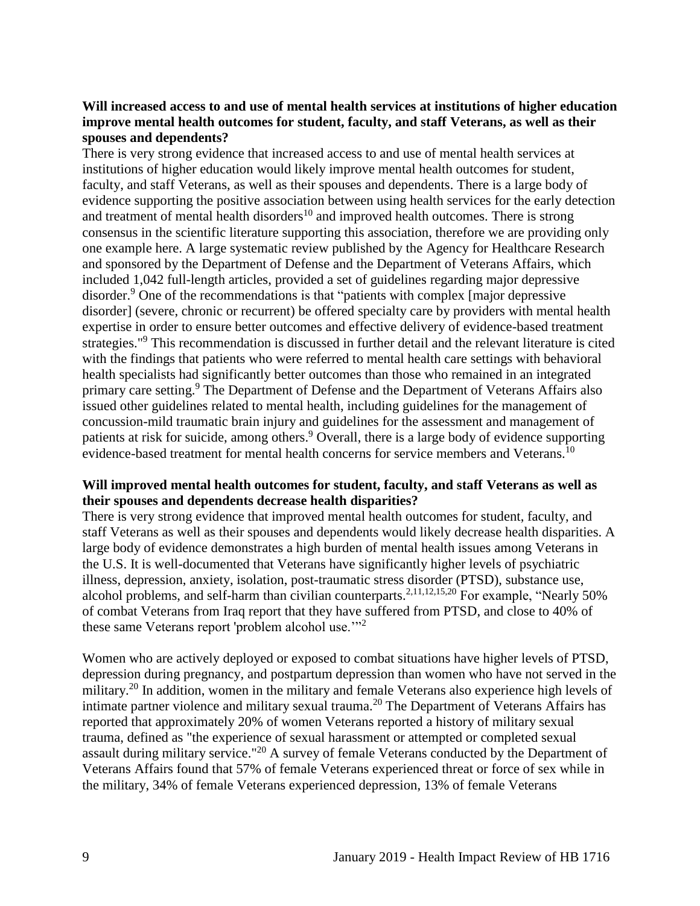**Will increased access to and use of mental health services at institutions of higher education improve mental health outcomes for student, faculty, and staff Veterans, as well as their spouses and dependents?**

There is very strong evidence that increased access to and use of mental health services at institutions of higher education would likely improve mental health outcomes for student, faculty, and staff Veterans, as well as their spouses and dependents. There is a large body of evidence supporting the positive association between using health services for the early detection and treatment of mental health disorders[10] and improved health outcomes. There is strong consensus in the scientific literature supporting this association, therefore we are providing only one example here. A large systematic review published by the Agency for Healthcare Research and sponsored by the Department of Defense and the Department of Veterans Affairs, which included 1,042 full-length articles, provided a set of guidelines regarding major depressive disorder.[9] One of the recommendations is that "patients with complex [major depressive disorder] (severe, chronic or recurrent) be offered specialty care by providers with mental health expertise in order to ensure better outcomes and effective delivery of evidence-based treatment strategies."[9] This recommendation is discussed in further detail and the relevant literature is cited with the findings that patients who were referred to mental health care settings with behavioral health specialists had significantly better outcomes than those who remained in an integrated primary care setting.[9] The Department of Defense and the Department of Veterans Affairs also issued other guidelines related to mental health, including guidelines for the management of concussion-mild traumatic brain injury and guidelines for the assessment and management of patients at risk for suicide, among others.[9] Overall, there is a large body of evidence supporting evidence-based treatment for mental health concerns for service members and Veterans.[10]

**Will improved mental health outcomes for student, faculty, and staff Veterans as well as their spouses and dependents decrease health disparities?**

There is very strong evidence that improved mental health outcomes for student, faculty, and staff Veterans as well as their spouses and dependents would likely decrease health disparities. A large body of evidence demonstrates a high burden of mental health issues among Veterans in the U.S. It is well-documented that Veterans have significantly higher levels of psychiatric illness, depression, anxiety, isolation, post-traumatic stress disorder (PTSD), substance use, alcohol problems, and self-harm than civilian counterparts.[2,11,12,15,20] For example, "Nearly 50% of combat Veterans from Iraq report that they have suffered from PTSD, and close to 40% of these same Veterans report 'problem alcohol use.'"[2]

Women who are actively deployed or exposed to combat situations have higher levels of PTSD, depression during pregnancy, and postpartum depression than women who have not served in the military.[20] In addition, women in the military and female Veterans also experience high levels of intimate partner violence and military sexual trauma.[20] The Department of Veterans Affairs has reported that approximately 20% of women Veterans reported a history of military sexual trauma, defined as "the experience of sexual harassment or attempted or completed sexual assault during military service."[20] A survey of female Veterans conducted by the Department of Veterans Affairs found that 57% of female Veterans experienced threat or force of sex while in the military, 34% of female Veterans experienced depression, 13% of female Veterans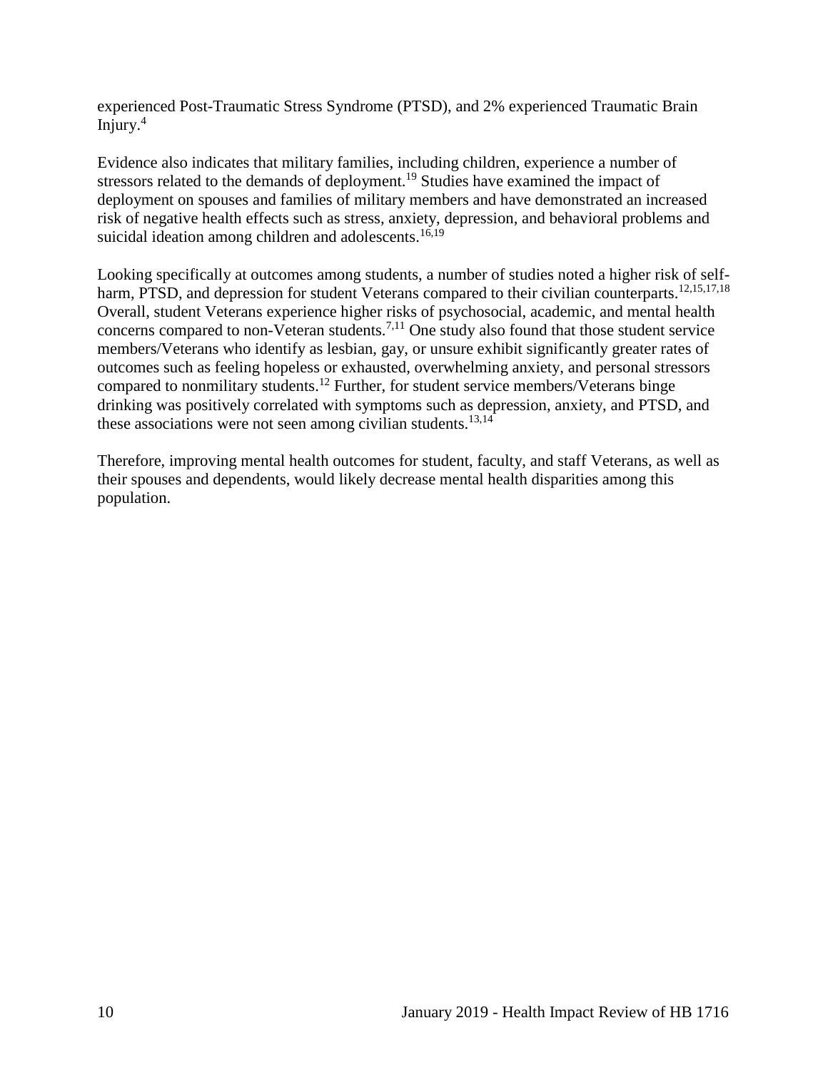experienced Post-Traumatic Stress Syndrome (PTSD), and 2% experienced Traumatic Brain Injury.[4]

Evidence also indicates that military families, including children, experience a number of stressors related to the demands of deployment.[19] Studies have examined the impact of deployment on spouses and families of military members and have demonstrated an increased risk of negative health effects such as stress, anxiety, depression, and behavioral problems and suicidal ideation among children and adolescents.[16,19]

Looking specifically at outcomes among students, a number of studies noted a higher risk of self-harm, PTSD, and depression for student Veterans compared to their civilian counterparts.[12,15,17,18] Overall, student Veterans experience higher risks of psychosocial, academic, and mental health concerns compared to non-Veteran students.[7,11] One study also found that those student service members/Veterans who identify as lesbian, gay, or unsure exhibit significantly greater rates of outcomes such as feeling hopeless or exhausted, overwhelming anxiety, and personal stressors compared to nonmilitary students.[12] Further, for student service members/Veterans binge drinking was positively correlated with symptoms such as depression, anxiety, and PTSD, and these associations were not seen among civilian students.[13,14]

Therefore, improving mental health outcomes for student, faculty, and staff Veterans, as well as their spouses and dependents, would likely decrease mental health disparities among this population.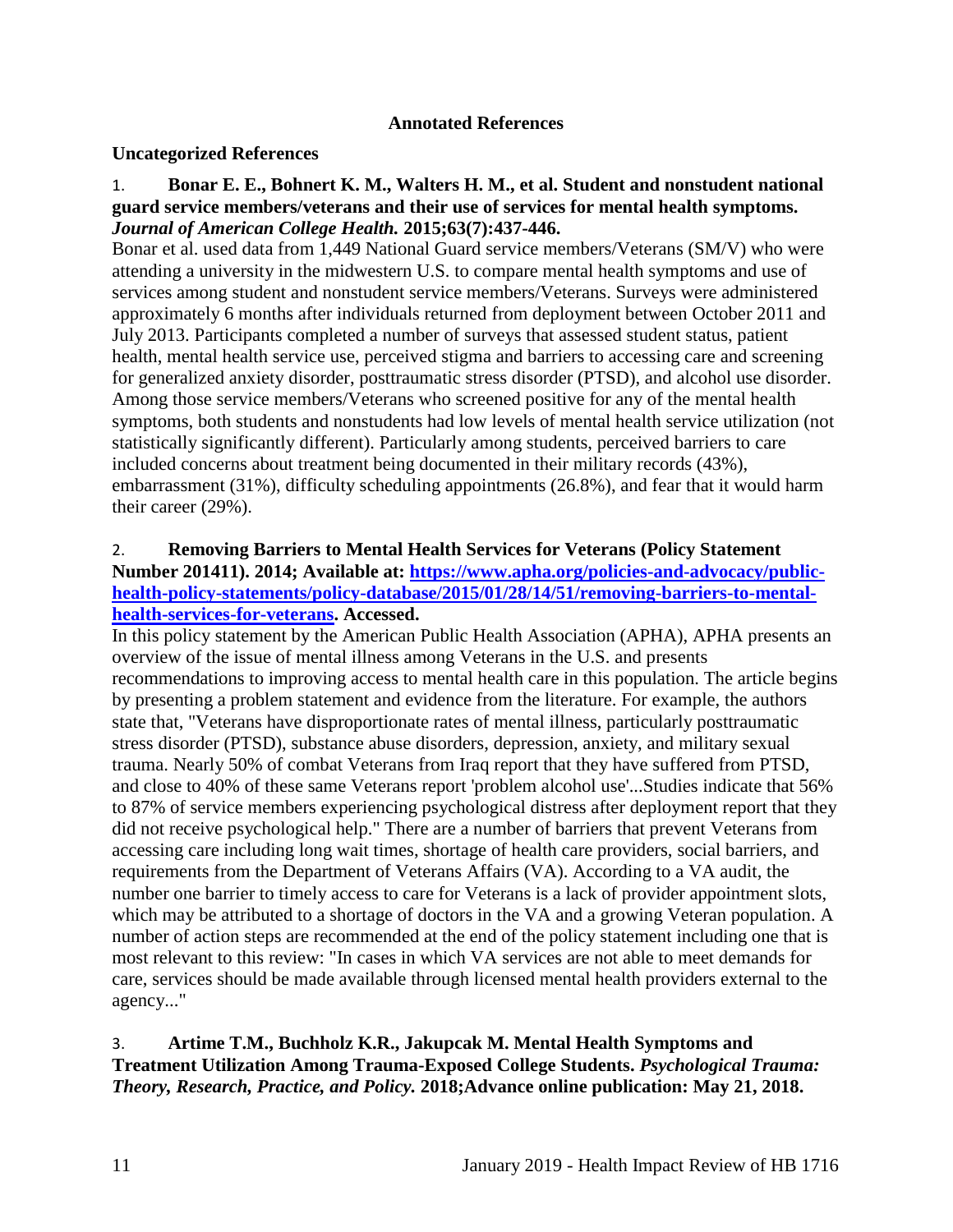**Annotated References**

**Uncategorized References**

1. **Bonar E. E., Bohnert K. M., Walters H. M., et al. Student and nonstudent national guard service members/veterans and their use of services for mental health symptoms. *Journal of American College Health.* 2015;63(7):437-446.**

Bonar et al. used data from 1,449 National Guard service members/Veterans (SM/V) who were attending a university in the midwestern U.S. to compare mental health symptoms and use of services among student and nonstudent service members/Veterans. Surveys were administered approximately 6 months after individuals returned from deployment between October 2011 and July 2013. Participants completed a number of surveys that assessed student status, patient health, mental health service use, perceived stigma and barriers to accessing care and screening for generalized anxiety disorder, posttraumatic stress disorder (PTSD), and alcohol use disorder. Among those service members/Veterans who screened positive for any of the mental health symptoms, both students and nonstudents had low levels of mental health service utilization (not statistically significantly different). Particularly among students, perceived barriers to care included concerns about treatment being documented in their military records (43%), embarrassment (31%), difficulty scheduling appointments (26.8%), and fear that it would harm their career (29%).

2. **Removing Barriers to Mental Health Services for Veterans (Policy Statement Number 201411). 2014; Available at: [https://www.apha.org/policies-and-advocacy/public-health-policy-statements/policy-database/2015/01/28/14/51/removing-barriers-to-mental-health-services-for-veterans](https://www.apha.org/policies-and-advocacy/public-health-policy-statements/policy-database/2015/01/28/14/51/removing-barriers-to-mental-health-services-for-veterans). Accessed.**

In this policy statement by the American Public Health Association (APHA), APHA presents an overview of the issue of mental illness among Veterans in the U.S. and presents recommendations to improving access to mental health care in this population. The article begins by presenting a problem statement and evidence from the literature. For example, the authors state that, "Veterans have disproportionate rates of mental illness, particularly posttraumatic stress disorder (PTSD), substance abuse disorders, depression, anxiety, and military sexual trauma. Nearly 50% of combat Veterans from Iraq report that they have suffered from PTSD, and close to 40% of these same Veterans report 'problem alcohol use'...Studies indicate that 56% to 87% of service members experiencing psychological distress after deployment report that they did not receive psychological help." There are a number of barriers that prevent Veterans from accessing care including long wait times, shortage of health care providers, social barriers, and requirements from the Department of Veterans Affairs (VA). According to a VA audit, the number one barrier to timely access to care for Veterans is a lack of provider appointment slots, which may be attributed to a shortage of doctors in the VA and a growing Veteran population. A number of action steps are recommended at the end of the policy statement including one that is most relevant to this review: "In cases in which VA services are not able to meet demands for care, services should be made available through licensed mental health providers external to the agency..."

3. **Artime T.M., Buchholz K.R., Jakupcak M. Mental Health Symptoms and Treatment Utilization Among Trauma-Exposed College Students. *Psychological Trauma: Theory, Research, Practice, and Policy.* 2018;Advance online publication: May 21, 2018.**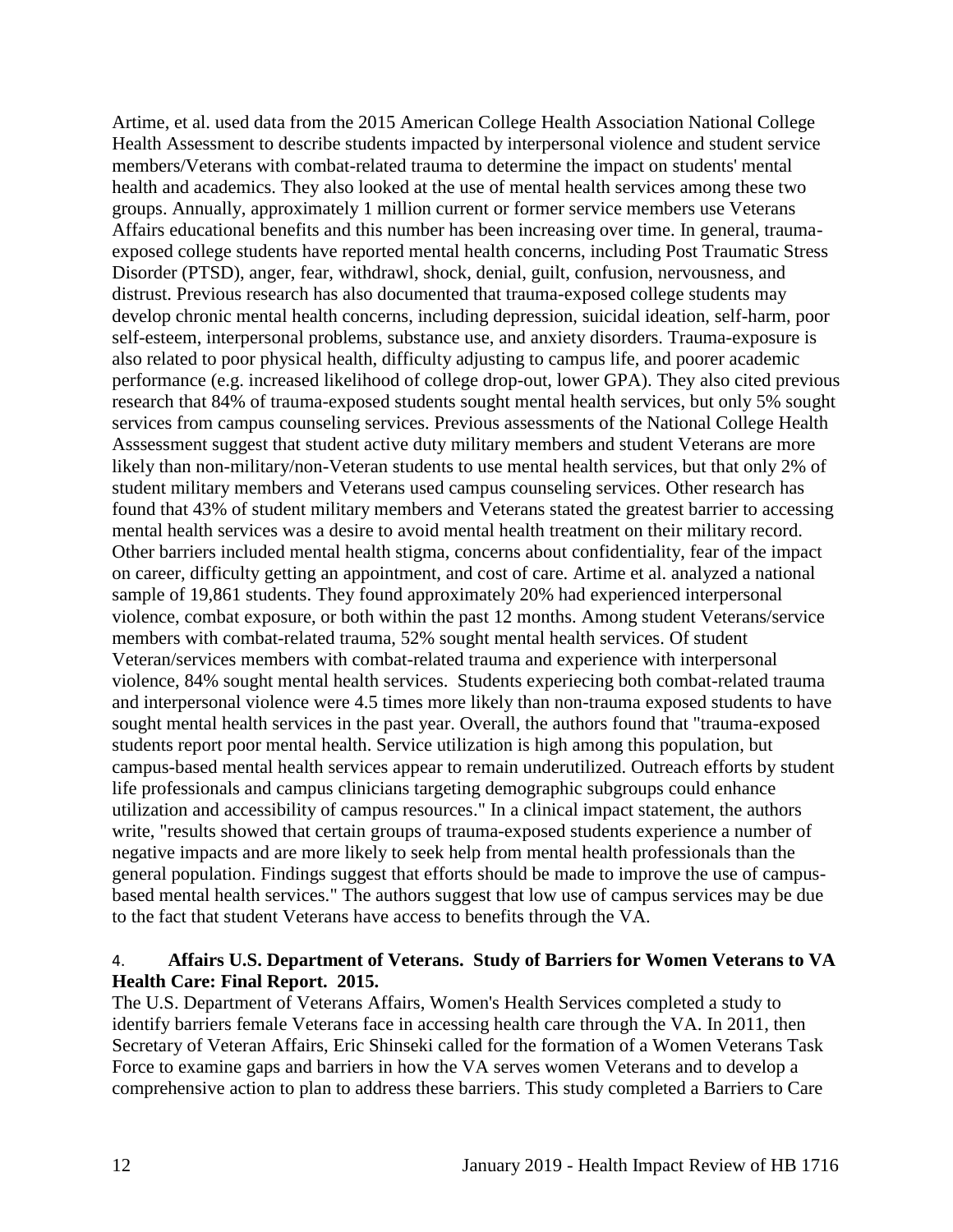Artime, et al. used data from the 2015 American College Health Association National College Health Assessment to describe students impacted by interpersonal violence and student service members/Veterans with combat-related trauma to determine the impact on students' mental health and academics. They also looked at the use of mental health services among these two groups. Annually, approximately 1 million current or former service members use Veterans Affairs educational benefits and this number has been increasing over time. In general, trauma-exposed college students have reported mental health concerns, including Post Traumatic Stress Disorder (PTSD), anger, fear, withdrawl, shock, denial, guilt, confusion, nervousness, and distrust. Previous research has also documented that trauma-exposed college students may develop chronic mental health concerns, including depression, suicidal ideation, self-harm, poor self-esteem, interpersonal problems, substance use, and anxiety disorders. Trauma-exposure is also related to poor physical health, difficulty adjusting to campus life, and poorer academic performance (e.g. increased likelihood of college drop-out, lower GPA). They also cited previous research that 84% of trauma-exposed students sought mental health services, but only 5% sought services from campus counseling services. Previous assessments of the National College Health Asssessment suggest that student active duty military members and student Veterans are more likely than non-military/non-Veteran students to use mental health services, but that only 2% of student military members and Veterans used campus counseling services. Other research has found that 43% of student military members and Veterans stated the greatest barrier to accessing mental health services was a desire to avoid mental health treatment on their military record. Other barriers included mental health stigma, concerns about confidentiality, fear of the impact on career, difficulty getting an appointment, and cost of care. Artime et al. analyzed a national sample of 19,861 students. They found approximately 20% had experienced interpersonal violence, combat exposure, or both within the past 12 months. Among student Veterans/service members with combat-related trauma, 52% sought mental health services. Of student Veteran/services members with combat-related trauma and experience with interpersonal violence, 84% sought mental health services. Students experiecing both combat-related trauma and interpersonal violence were 4.5 times more likely than non-trauma exposed students to have sought mental health services in the past year. Overall, the authors found that "trauma-exposed students report poor mental health. Service utilization is high among this population, but campus-based mental health services appear to remain underutilized. Outreach efforts by student life professionals and campus clinicians targeting demographic subgroups could enhance utilization and accessibility of campus resources." In a clinical impact statement, the authors write, "results showed that certain groups of trauma-exposed students experience a number of negative impacts and are more likely to seek help from mental health professionals than the general population. Findings suggest that efforts should be made to improve the use of campus-based mental health services." The authors suggest that low use of campus services may be due to the fact that student Veterans have access to benefits through the VA.

4. **Affairs U.S. Department of Veterans. Study of Barriers for Women Veterans to VA Health Care: Final Report. 2015.**

The U.S. Department of Veterans Affairs, Women's Health Services completed a study to identify barriers female Veterans face in accessing health care through the VA. In 2011, then Secretary of Veteran Affairs, Eric Shinseki called for the formation of a Women Veterans Task Force to examine gaps and barriers in how the VA serves women Veterans and to develop a comprehensive action to plan to address these barriers. This study completed a Barriers to Care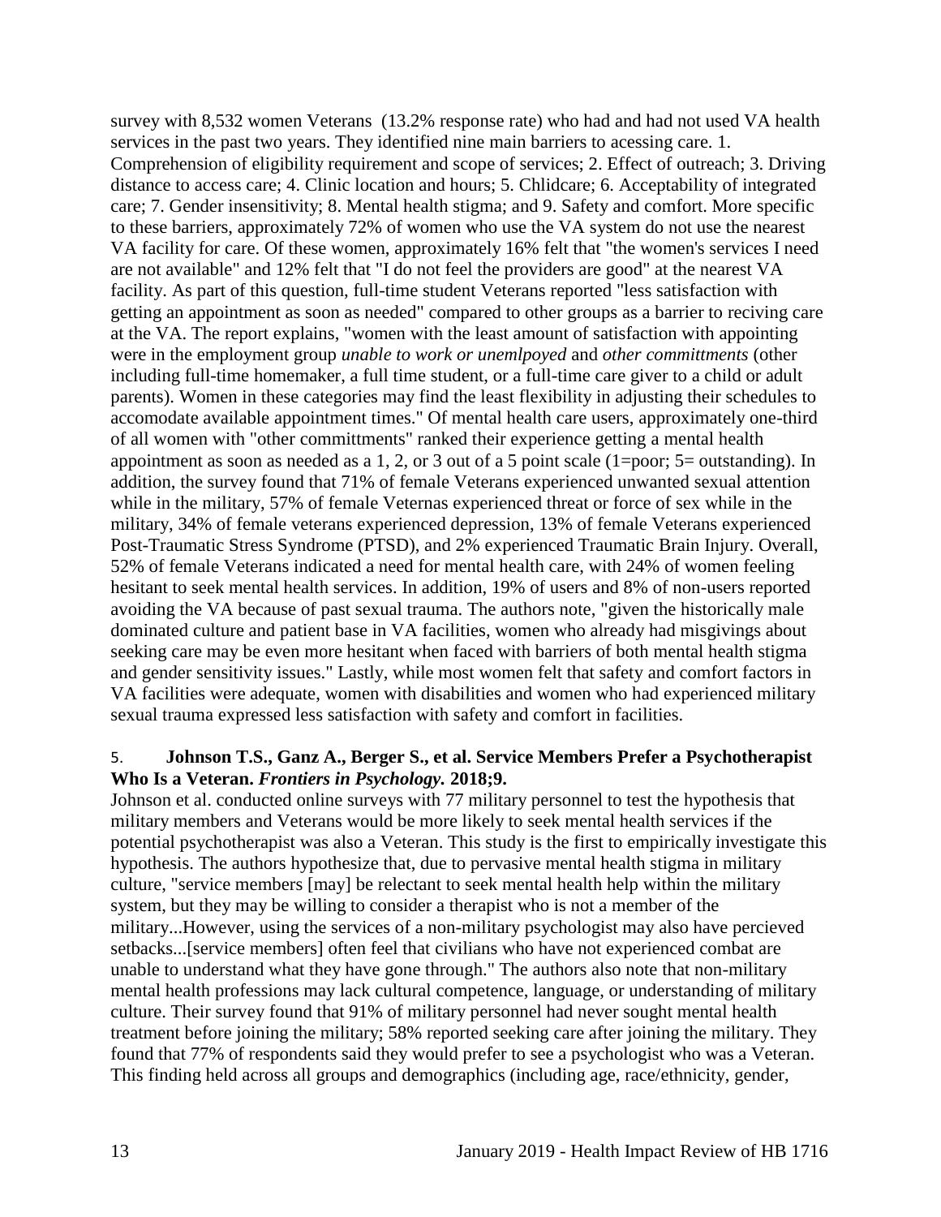survey with 8,532 women Veterans (13.2% response rate) who had and had not used VA health services in the past two years. They identified nine main barriers to acessing care. 1. Comprehension of eligibility requirement and scope of services; 2. Effect of outreach; 3. Driving distance to access care; 4. Clinic location and hours; 5. Chlidcare; 6. Acceptability of integrated care; 7. Gender insensitivity; 8. Mental health stigma; and 9. Safety and comfort. More specific to these barriers, approximately 72% of women who use the VA system do not use the nearest VA facility for care. Of these women, approximately 16% felt that "the women's services I need are not available" and 12% felt that "I do not feel the providers are good" at the nearest VA facility. As part of this question, full-time student Veterans reported "less satisfaction with getting an appointment as soon as needed" compared to other groups as a barrier to reciving care at the VA. The report explains, "women with the least amount of satisfaction with appointing were in the employment group *unable to work or unemlpoyed* and *other committments* (other including full-time homemaker, a full time student, or a full-time care giver to a child or adult parents). Women in these categories may find the least flexibility in adjusting their schedules to accomodate available appointment times." Of mental health care users, approximately one-third of all women with "other committments" ranked their experience getting a mental health appointment as soon as needed as a 1, 2, or 3 out of a 5 point scale (1=poor; 5= outstanding). In addition, the survey found that 71% of female Veterans experienced unwanted sexual attention while in the military, 57% of female Veternas experienced threat or force of sex while in the military, 34% of female veterans experienced depression, 13% of female Veterans experienced Post-Traumatic Stress Syndrome (PTSD), and 2% experienced Traumatic Brain Injury. Overall, 52% of female Veterans indicated a need for mental health care, with 24% of women feeling hesitant to seek mental health services. In addition, 19% of users and 8% of non-users reported avoiding the VA because of past sexual trauma. The authors note, "given the historically male dominated culture and patient base in VA facilities, women who already had misgivings about seeking care may be even more hesitant when faced with barriers of both mental health stigma and gender sensitivity issues." Lastly, while most women felt that safety and comfort factors in VA facilities were adequate, women with disabilities and women who had experienced military sexual trauma expressed less satisfaction with safety and comfort in facilities.

5. **Johnson T.S., Ganz A., Berger S., et al. Service Members Prefer a Psychotherapist Who Is a Veteran. *Frontiers in Psychology.* 2018;9.**

Johnson et al. conducted online surveys with 77 military personnel to test the hypothesis that military members and Veterans would be more likely to seek mental health services if the potential psychotherapist was also a Veteran. This study is the first to empirically investigate this hypothesis. The authors hypothesize that, due to pervasive mental health stigma in military culture, "service members [may] be relectant to seek mental health help within the military system, but they may be willing to consider a therapist who is not a member of the military...However, using the services of a non-military psychologist may also have percieved setbacks...[service members] often feel that civilians who have not experienced combat are unable to understand what they have gone through." The authors also note that non-military mental health professions may lack cultural competence, language, or understanding of military culture. Their survey found that 91% of military personnel had never sought mental health treatment before joining the military; 58% reported seeking care after joining the military. They found that 77% of respondents said they would prefer to see a psychologist who was a Veteran. This finding held across all groups and demographics (including age, race/ethnicity, gender,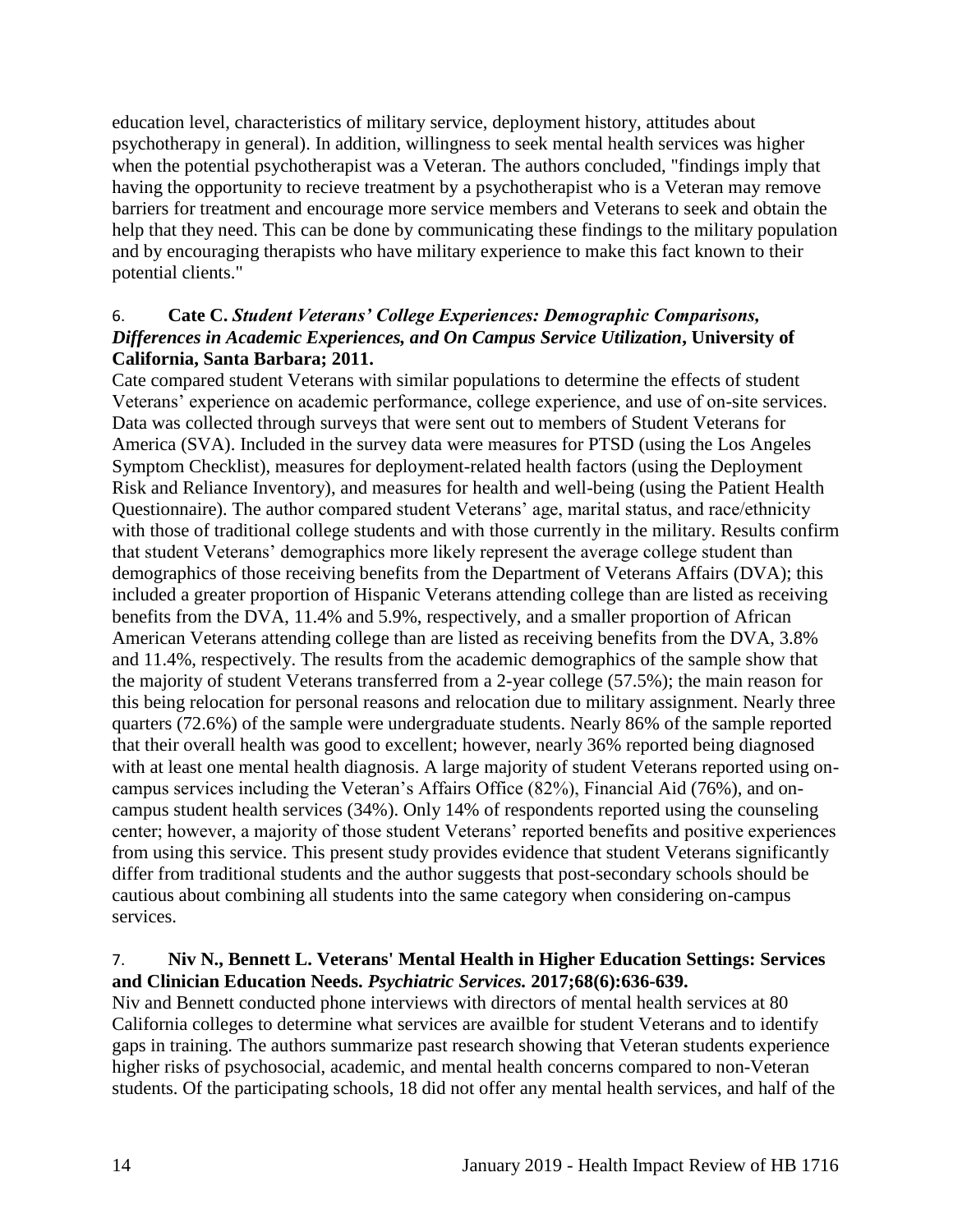education level, characteristics of military service, deployment history, attitudes about psychotherapy in general). In addition, willingness to seek mental health services was higher when the potential psychotherapist was a Veteran. The authors concluded, "findings imply that having the opportunity to recieve treatment by a psychotherapist who is a Veteran may remove barriers for treatment and encourage more service members and Veterans to seek and obtain the help that they need. This can be done by communicating these findings to the military population and by encouraging therapists who have military experience to make this fact known to their potential clients."

6. **Cate C. *Student Veterans' College Experiences: Demographic Comparisons, Differences in Academic Experiences, and On Campus Service Utilization*, University of California, Santa Barbara; 2011.**

Cate compared student Veterans with similar populations to determine the effects of student Veterans' experience on academic performance, college experience, and use of on-site services. Data was collected through surveys that were sent out to members of Student Veterans for America (SVA). Included in the survey data were measures for PTSD (using the Los Angeles Symptom Checklist), measures for deployment-related health factors (using the Deployment Risk and Reliance Inventory), and measures for health and well-being (using the Patient Health Questionnaire). The author compared student Veterans' age, marital status, and race/ethnicity with those of traditional college students and with those currently in the military. Results confirm that student Veterans' demographics more likely represent the average college student than demographics of those receiving benefits from the Department of Veterans Affairs (DVA); this included a greater proportion of Hispanic Veterans attending college than are listed as receiving benefits from the DVA, 11.4% and 5.9%, respectively, and a smaller proportion of African American Veterans attending college than are listed as receiving benefits from the DVA, 3.8% and 11.4%, respectively. The results from the academic demographics of the sample show that the majority of student Veterans transferred from a 2-year college (57.5%); the main reason for this being relocation for personal reasons and relocation due to military assignment. Nearly three quarters (72.6%) of the sample were undergraduate students. Nearly 86% of the sample reported that their overall health was good to excellent; however, nearly 36% reported being diagnosed with at least one mental health diagnosis. A large majority of student Veterans reported using on-campus services including the Veteran's Affairs Office (82%), Financial Aid (76%), and on-campus student health services (34%). Only 14% of respondents reported using the counseling center; however, a majority of those student Veterans' reported benefits and positive experiences from using this service. This present study provides evidence that student Veterans significantly differ from traditional students and the author suggests that post-secondary schools should be cautious about combining all students into the same category when considering on-campus services.

7. **Niv N., Bennett L. Veterans' Mental Health in Higher Education Settings: Services and Clinician Education Needs. *Psychiatric Services.* 2017;68(6):636-639.**

Niv and Bennett conducted phone interviews with directors of mental health services at 80 California colleges to determine what services are availble for student Veterans and to identify gaps in training. The authors summarize past research showing that Veteran students experience higher risks of psychosocial, academic, and mental health concerns compared to non-Veteran students. Of the participating schools, 18 did not offer any mental health services, and half of the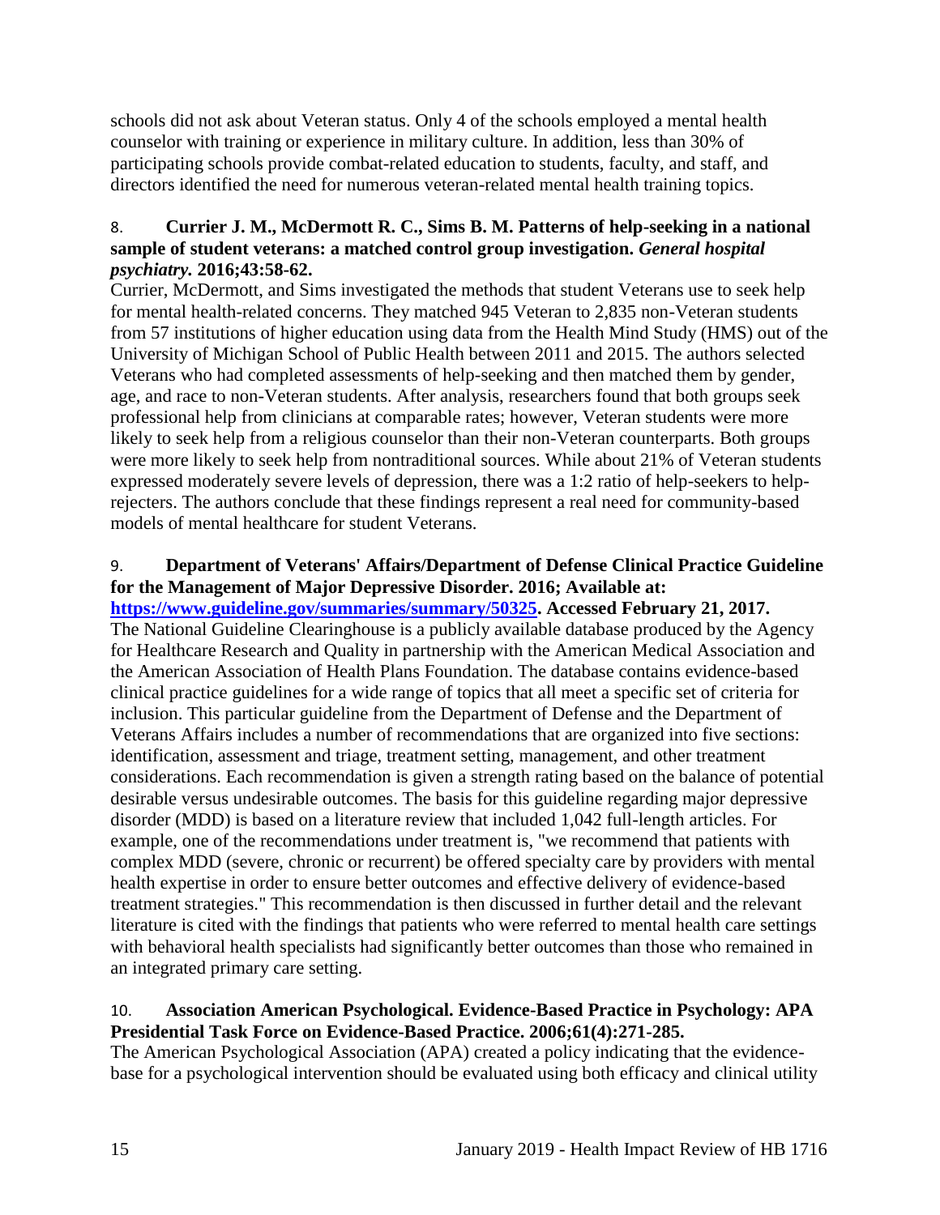schools did not ask about Veteran status. Only 4 of the schools employed a mental health counselor with training or experience in military culture. In addition, less than 30% of participating schools provide combat-related education to students, faculty, and staff, and directors identified the need for numerous veteran-related mental health training topics.

8. **Currier J. M., McDermott R. C., Sims B. M. Patterns of help-seeking in a national sample of student veterans: a matched control group investigation. *General hospital psychiatry.* 2016;43:58-62.**

Currier, McDermott, and Sims investigated the methods that student Veterans use to seek help for mental health-related concerns. They matched 945 Veteran to 2,835 non-Veteran students from 57 institutions of higher education using data from the Health Mind Study (HMS) out of the University of Michigan School of Public Health between 2011 and 2015. The authors selected Veterans who had completed assessments of help-seeking and then matched them by gender, age, and race to non-Veteran students. After analysis, researchers found that both groups seek professional help from clinicians at comparable rates; however, Veteran students were more likely to seek help from a religious counselor than their non-Veteran counterparts. Both groups were more likely to seek help from nontraditional sources. While about 21% of Veteran students expressed moderately severe levels of depression, there was a 1:2 ratio of help-seekers to help-rejecters. The authors conclude that these findings represent a real need for community-based models of mental healthcare for student Veterans.

9. **Department of Veterans' Affairs/Department of Defense Clinical Practice Guideline for the Management of Major Depressive Disorder. 2016; Available at: [https://www.guideline.gov/summaries/summary/50325](https://www.guideline.gov/summaries/summary/50325). Accessed February 21, 2017.**

The National Guideline Clearinghouse is a publicly available database produced by the Agency for Healthcare Research and Quality in partnership with the American Medical Association and the American Association of Health Plans Foundation. The database contains evidence-based clinical practice guidelines for a wide range of topics that all meet a specific set of criteria for inclusion. This particular guideline from the Department of Defense and the Department of Veterans Affairs includes a number of recommendations that are organized into five sections: identification, assessment and triage, treatment setting, management, and other treatment considerations. Each recommendation is given a strength rating based on the balance of potential desirable versus undesirable outcomes. The basis for this guideline regarding major depressive disorder (MDD) is based on a literature review that included 1,042 full-length articles. For example, one of the recommendations under treatment is, "we recommend that patients with complex MDD (severe, chronic or recurrent) be offered specialty care by providers with mental health expertise in order to ensure better outcomes and effective delivery of evidence-based treatment strategies." This recommendation is then discussed in further detail and the relevant literature is cited with the findings that patients who were referred to mental health care settings with behavioral health specialists had significantly better outcomes than those who remained in an integrated primary care setting.

10. **Association American Psychological. Evidence-Based Practice in Psychology: APA Presidential Task Force on Evidence-Based Practice. 2006;61(4):271-285.**

The American Psychological Association (APA) created a policy indicating that the evidence-base for a psychological intervention should be evaluated using both efficacy and clinical utility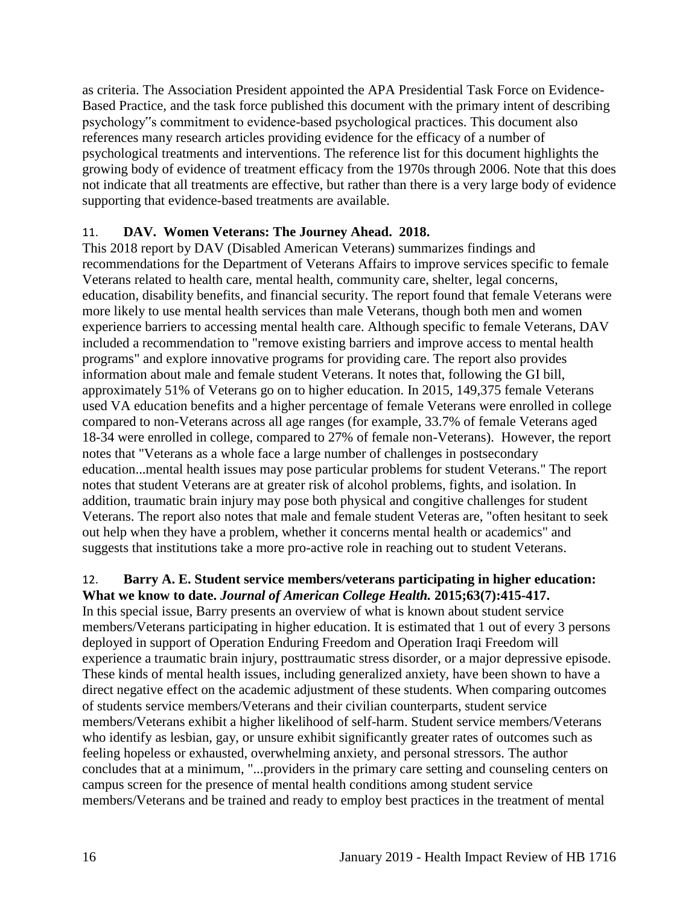as criteria. The Association President appointed the APA Presidential Task Force on Evidence-Based Practice, and the task force published this document with the primary intent of describing psychology"s commitment to evidence-based psychological practices. This document also references many research articles providing evidence for the efficacy of a number of psychological treatments and interventions. The reference list for this document highlights the growing body of evidence of treatment efficacy from the 1970s through 2006. Note that this does not indicate that all treatments are effective, but rather than there is a very large body of evidence supporting that evidence-based treatments are available.

11. **DAV. Women Veterans: The Journey Ahead. 2018.**

This 2018 report by DAV (Disabled American Veterans) summarizes findings and recommendations for the Department of Veterans Affairs to improve services specific to female Veterans related to health care, mental health, community care, shelter, legal concerns, education, disability benefits, and financial security. The report found that female Veterans were more likely to use mental health services than male Veterans, though both men and women experience barriers to accessing mental health care. Although specific to female Veterans, DAV included a recommendation to "remove existing barriers and improve access to mental health programs" and explore innovative programs for providing care. The report also provides information about male and female student Veterans. It notes that, following the GI bill, approximately 51% of Veterans go on to higher education. In 2015, 149,375 female Veterans used VA education benefits and a higher percentage of female Veterans were enrolled in college compared to non-Veterans across all age ranges (for example, 33.7% of female Veterans aged 18-34 were enrolled in college, compared to 27% of female non-Veterans). However, the report notes that "Veterans as a whole face a large number of challenges in postsecondary education...mental health issues may pose particular problems for student Veterans." The report notes that student Veterans are at greater risk of alcohol problems, fights, and isolation. In addition, traumatic brain injury may pose both physical and congitive challenges for student Veterans. The report also notes that male and female student Veteras are, "often hesitant to seek out help when they have a problem, whether it concerns mental health or academics" and suggests that institutions take a more pro-active role in reaching out to student Veterans.

12. **Barry A. E. Student service members/veterans participating in higher education: What we know to date. *Journal of American College Health.* 2015;63(7):415-417.**

In this special issue, Barry presents an overview of what is known about student service members/Veterans participating in higher education. It is estimated that 1 out of every 3 persons deployed in support of Operation Enduring Freedom and Operation Iraqi Freedom will experience a traumatic brain injury, posttraumatic stress disorder, or a major depressive episode. These kinds of mental health issues, including generalized anxiety, have been shown to have a direct negative effect on the academic adjustment of these students. When comparing outcomes of students service members/Veterans and their civilian counterparts, student service members/Veterans exhibit a higher likelihood of self-harm. Student service members/Veterans who identify as lesbian, gay, or unsure exhibit significantly greater rates of outcomes such as feeling hopeless or exhausted, overwhelming anxiety, and personal stressors. The author concludes that at a minimum, "...providers in the primary care setting and counseling centers on campus screen for the presence of mental health conditions among student service members/Veterans and be trained and ready to employ best practices in the treatment of mental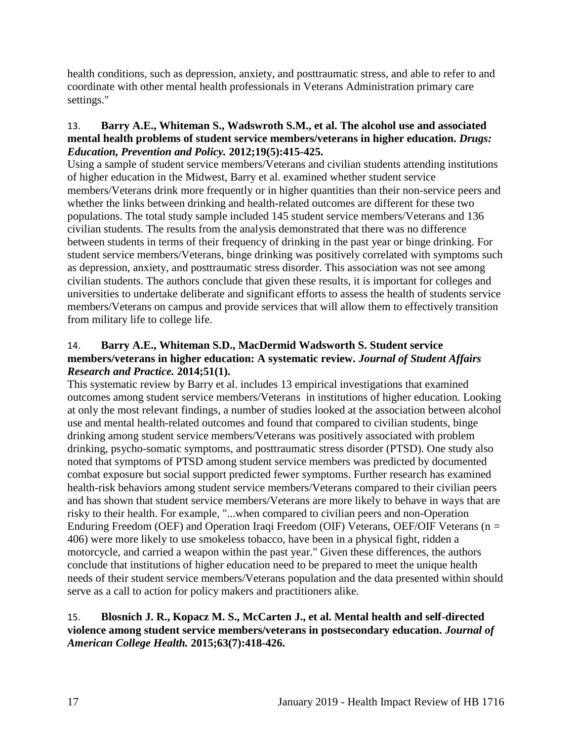health conditions, such as depression, anxiety, and posttraumatic stress, and able to refer to and coordinate with other mental health professionals in Veterans Administration primary care settings."

13. **Barry A.E., Whiteman S., Wadsworth S.M., et al. The alcohol use and associated mental health problems of student service members/veterans in higher education.** ***Drugs: Education, Prevention and Policy.*** **2012;19(5):415-425.**

Using a sample of student service members/Veterans and civilian students attending institutions of higher education in the Midwest, Barry et al. examined whether student service members/Veterans drink more frequently or in higher quantities than their non-service peers and whether the links between drinking and health-related outcomes are different for these two populations. The total study sample included 145 student service members/Veterans and 136 civilian students. The results from the analysis demonstrated that there was no difference between students in terms of their frequency of drinking in the past year or binge drinking. For student service members/Veterans, binge drinking was positively correlated with symptoms such as depression, anxiety, and posttraumatic stress disorder. This association was not see among civilian students. The authors conclude that given these results, it is important for colleges and universities to undertake deliberate and significant efforts to assess the health of students service members/Veterans on campus and provide services that will allow them to effectively transition from military life to college life.

14. **Barry A.E., Whiteman S.D., MacDermid Wadsworth S. Student service members/veterans in higher education: A systematic review.** ***Journal of Student Affairs Research and Practice.*** **2014;51(1).**

This systematic review by Barry et al. includes 13 empirical investigations that examined outcomes among student service members/Veterans in institutions of higher education. Looking at only the most relevant findings, a number of studies looked at the association between alcohol use and mental health-related outcomes and found that compared to civilian students, binge drinking among student service members/Veterans was positively associated with problem drinking, psycho-somatic symptoms, and posttraumatic stress disorder (PTSD). One study also noted that symptoms of PTSD among student service members was predicted by documented combat exposure but social support predicted fewer symptoms. Further research has examined health-risk behaviors among student service members/Veterans compared to their civilian peers and has shown that student service members/Veterans are more likely to behave in ways that are risky to their health. For example, "...when compared to civilian peers and non-Operation Enduring Freedom (OEF) and Operation Iraqi Freedom (OIF) Veterans, OEF/OIF Veterans (n = 406) were more likely to use smokeless tobacco, have been in a physical fight, ridden a motorcycle, and carried a weapon within the past year." Given these differences, the authors conclude that institutions of higher education need to be prepared to meet the unique health needs of their student service members/Veterans population and the data presented within should serve as a call to action for policy makers and practitioners alike.

15. **Blosnich J. R., Kopacz M. S., McCarten J., et al. Mental health and self-directed violence among student service members/veterans in postsecondary education.** ***Journal of American College Health.*** **2015;63(7):418-426.**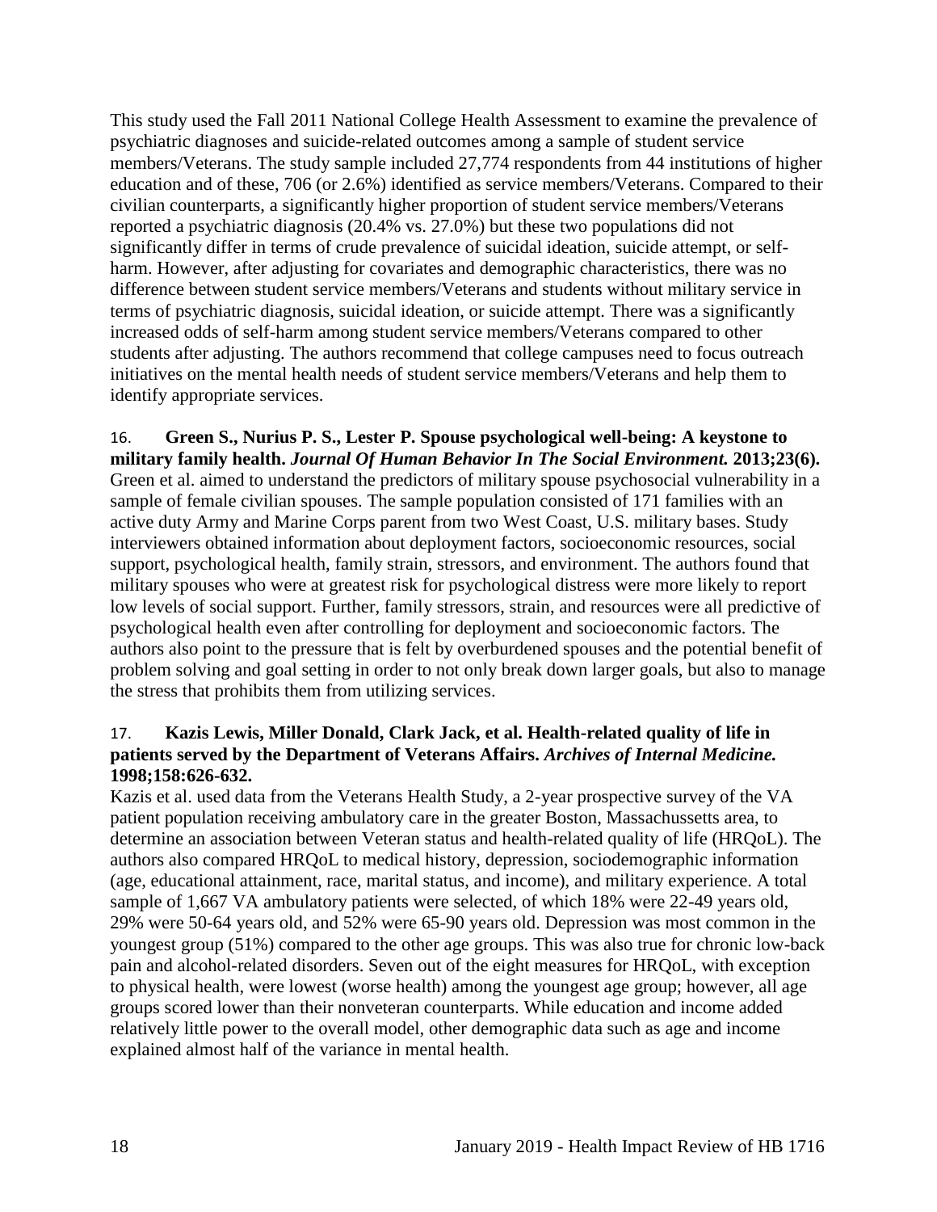This study used the Fall 2011 National College Health Assessment to examine the prevalence of psychiatric diagnoses and suicide-related outcomes among a sample of student service members/Veterans. The study sample included 27,774 respondents from 44 institutions of higher education and of these, 706 (or 2.6%) identified as service members/Veterans. Compared to their civilian counterparts, a significantly higher proportion of student service members/Veterans reported a psychiatric diagnosis (20.4% vs. 27.0%) but these two populations did not significantly differ in terms of crude prevalence of suicidal ideation, suicide attempt, or self-harm. However, after adjusting for covariates and demographic characteristics, there was no difference between student service members/Veterans and students without military service in terms of psychiatric diagnosis, suicidal ideation, or suicide attempt. There was a significantly increased odds of self-harm among student service members/Veterans compared to other students after adjusting. The authors recommend that college campuses need to focus outreach initiatives on the mental health needs of student service members/Veterans and help them to identify appropriate services.

16. **Green S., Nurius P. S., Lester P. Spouse psychological well-being: A keystone to military family health.** ***Journal Of Human Behavior In The Social Environment.*** **2013;23(6).**
Green et al. aimed to understand the predictors of military spouse psychosocial vulnerability in a sample of female civilian spouses. The sample population consisted of 171 families with an active duty Army and Marine Corps parent from two West Coast, U.S. military bases. Study interviewers obtained information about deployment factors, socioeconomic resources, social support, psychological health, family strain, stressors, and environment. The authors found that military spouses who were at greatest risk for psychological distress were more likely to report low levels of social support. Further, family stressors, strain, and resources were all predictive of psychological health even after controlling for deployment and socioeconomic factors. The authors also point to the pressure that is felt by overburdened spouses and the potential benefit of problem solving and goal setting in order to not only break down larger goals, but also to manage the stress that prohibits them from utilizing services.

17. **Kazis Lewis, Miller Donald, Clark Jack, et al. Health-related quality of life in patients served by the Department of Veterans Affairs.** ***Archives of Internal Medicine.*** **1998;158:626-632.**
Kazis et al. used data from the Veterans Health Study, a 2-year prospective survey of the VA patient population receiving ambulatory care in the greater Boston, Massachussetts area, to determine an association between Veteran status and health-related quality of life (HRQoL). The authors also compared HRQoL to medical history, depression, sociodemographic information (age, educational attainment, race, marital status, and income), and military experience. A total sample of 1,667 VA ambulatory patients were selected, of which 18% were 22-49 years old, 29% were 50-64 years old, and 52% were 65-90 years old. Depression was most common in the youngest group (51%) compared to the other age groups. This was also true for chronic low-back pain and alcohol-related disorders. Seven out of the eight measures for HRQoL, with exception to physical health, were lowest (worse health) among the youngest age group; however, all age groups scored lower than their nonveteran counterparts. While education and income added relatively little power to the overall model, other demographic data such as age and income explained almost half of the variance in mental health.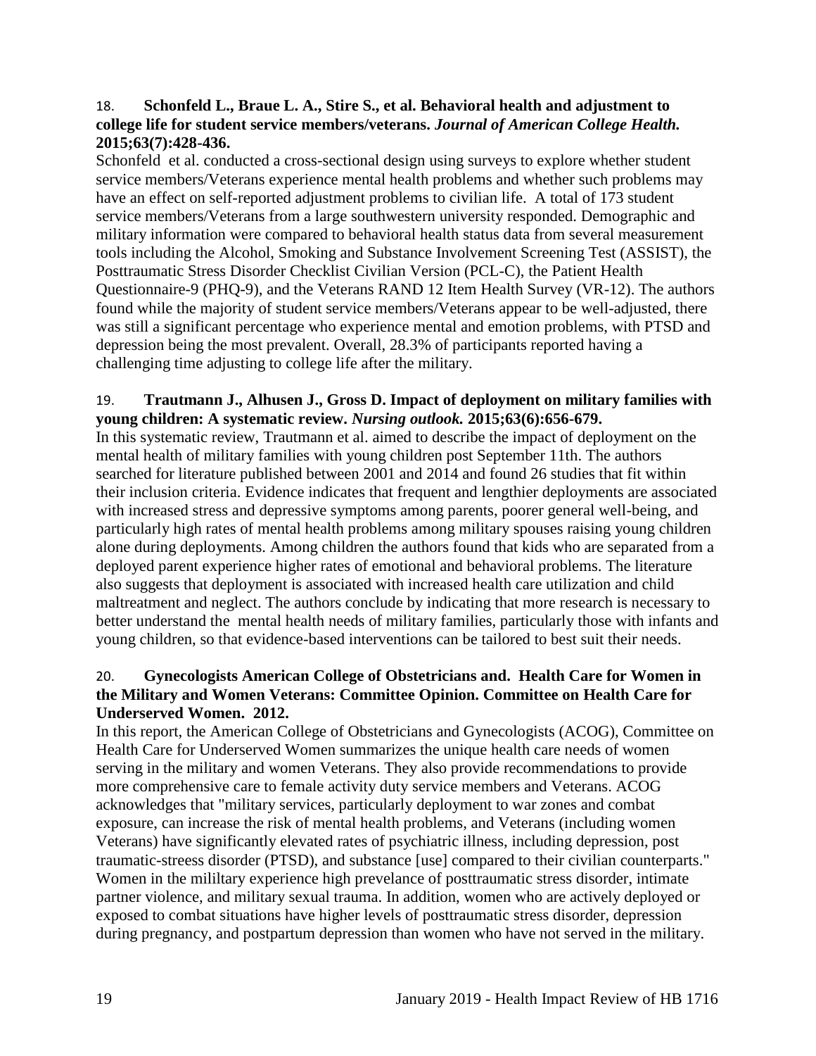18. **Schonfeld L., Braue L. A., Stire S., et al. Behavioral health and adjustment to college life for student service members/veterans.** ***Journal of American College Health.*** **2015;63(7):428-436.**

Schonfeld et al. conducted a cross-sectional design using surveys to explore whether student service members/Veterans experience mental health problems and whether such problems may have an effect on self-reported adjustment problems to civilian life. A total of 173 student service members/Veterans from a large southwestern university responded. Demographic and military information were compared to behavioral health status data from several measurement tools including the Alcohol, Smoking and Substance Involvement Screening Test (ASSIST), the Posttraumatic Stress Disorder Checklist Civilian Version (PCL-C), the Patient Health Questionnaire-9 (PHQ-9), and the Veterans RAND 12 Item Health Survey (VR-12). The authors found while the majority of student service members/Veterans appear to be well-adjusted, there was still a significant percentage who experience mental and emotion problems, with PTSD and depression being the most prevalent. Overall, 28.3% of participants reported having a challenging time adjusting to college life after the military.

19. **Trautmann J., Alhusen J., Gross D. Impact of deployment on military families with young children: A systematic review.** ***Nursing outlook.*** **2015;63(6):656-679.**

In this systematic review, Trautmann et al. aimed to describe the impact of deployment on the mental health of military families with young children post September 11th. The authors searched for literature published between 2001 and 2014 and found 26 studies that fit within their inclusion criteria. Evidence indicates that frequent and lengthier deployments are associated with increased stress and depressive symptoms among parents, poorer general well-being, and particularly high rates of mental health problems among military spouses raising young children alone during deployments. Among children the authors found that kids who are separated from a deployed parent experience higher rates of emotional and behavioral problems. The literature also suggests that deployment is associated with increased health care utilization and child maltreatment and neglect. The authors conclude by indicating that more research is necessary to better understand the mental health needs of military families, particularly those with infants and young children, so that evidence-based interventions can be tailored to best suit their needs.

20. **Gynecologists American College of Obstetricians and. Health Care for Women in the Military and Women Veterans: Committee Opinion. Committee on Health Care for Underserved Women. 2012.**

In this report, the American College of Obstetricians and Gynecologists (ACOG), Committee on Health Care for Underserved Women summarizes the unique health care needs of women serving in the military and women Veterans. They also provide recommendations to provide more comprehensive care to female activity duty service members and Veterans. ACOG acknowledges that "military services, particularly deployment to war zones and combat exposure, can increase the risk of mental health problems, and Veterans (including women Veterans) have significantly elevated rates of psychiatric illness, including depression, post traumatic-streess disorder (PTSD), and substance [use] compared to their civilian counterparts." Women in the mililtary experience high prevelance of posttraumatic stress disorder, intimate partner violence, and military sexual trauma. In addition, women who are actively deployed or exposed to combat situations have higher levels of posttraumatic stress disorder, depression during pregnancy, and postpartum depression than women who have not served in the military.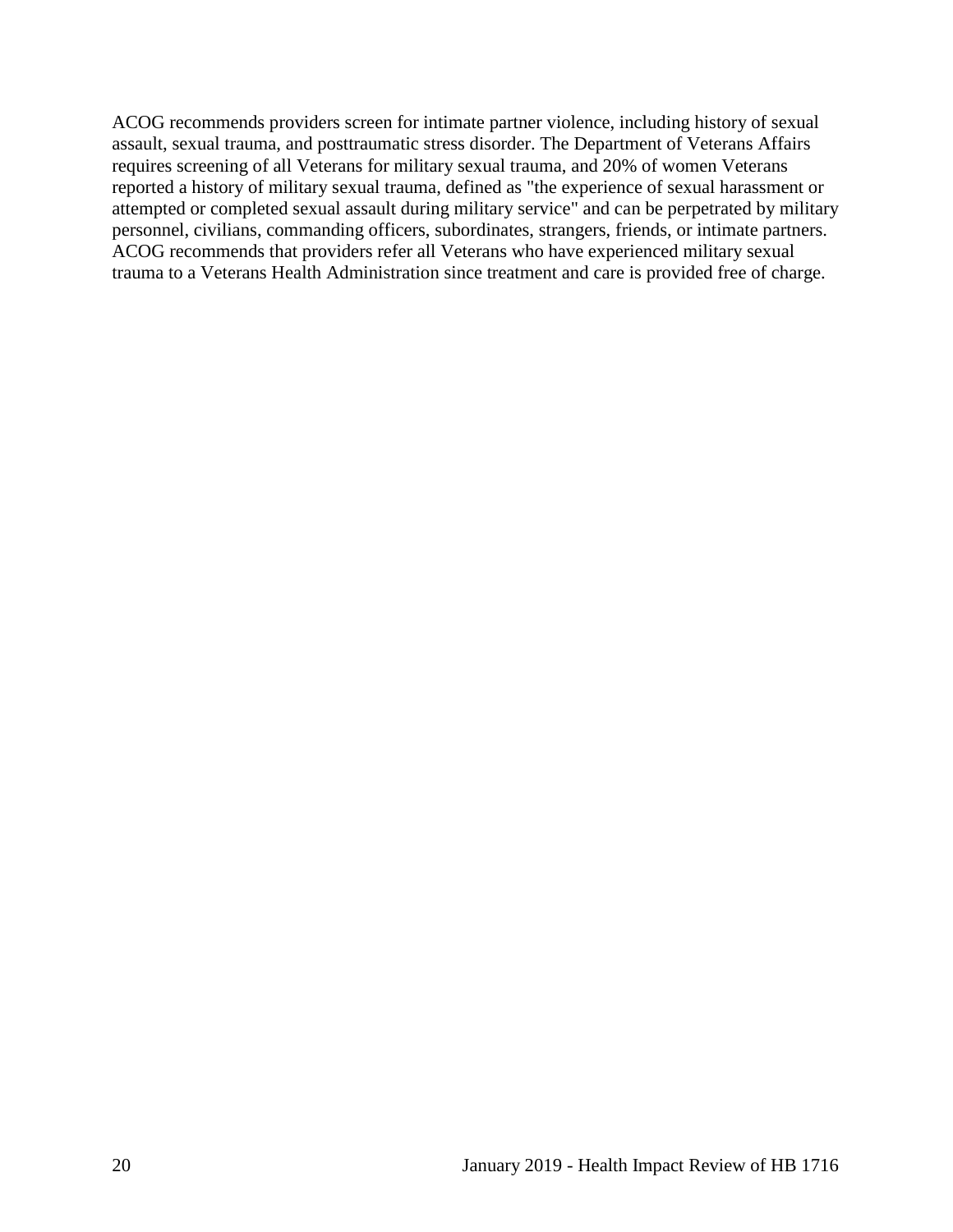ACOG recommends providers screen for intimate partner violence, including history of sexual assault, sexual trauma, and posttraumatic stress disorder. The Department of Veterans Affairs requires screening of all Veterans for military sexual trauma, and 20% of women Veterans reported a history of military sexual trauma, defined as "the experience of sexual harassment or attempted or completed sexual assault during military service" and can be perpetrated by military personnel, civilians, commanding officers, subordinates, strangers, friends, or intimate partners. ACOG recommends that providers refer all Veterans who have experienced military sexual trauma to a Veterans Health Administration since treatment and care is provided free of charge.